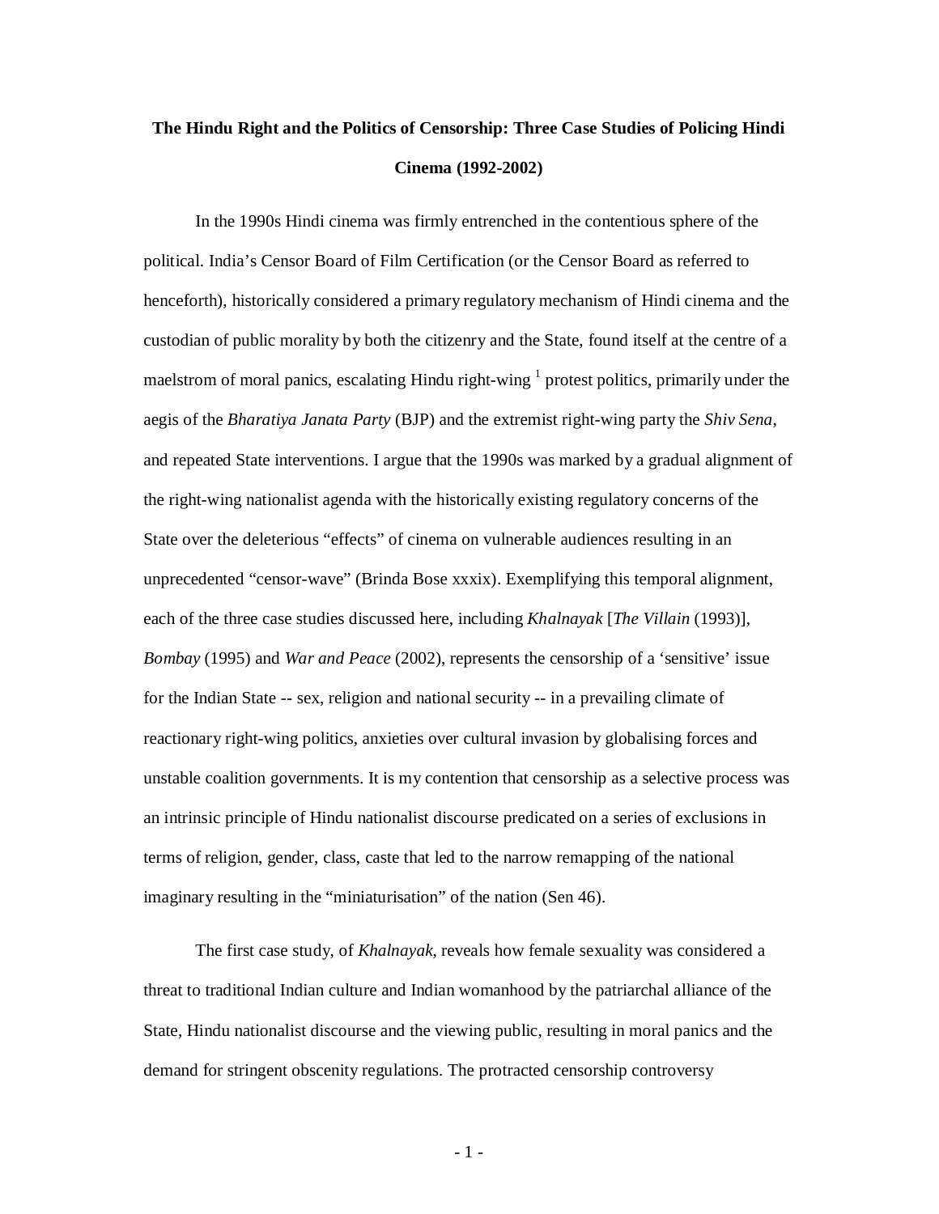**The Hindu Right and the Politics of Censorship: Three Case Studies of Policing Hindi Cinema (1992-2002)**

In the 1990s Hindi cinema was firmly entrenched in the contentious sphere of the political. India's Censor Board of Film Certification (or the Censor Board as referred to henceforth), historically considered a primary regulatory mechanism of Hindi cinema and the custodian of public morality by both the citizenry and the State, found itself at the centre of a maelstrom of moral panics, escalating Hindu right-wing [1] protest politics, primarily under the aegis of the *Bharatiya Janata Party* (BJP) and the extremist right-wing party the *Shiv Sena*, and repeated State interventions. I argue that the 1990s was marked by a gradual alignment of the right-wing nationalist agenda with the historically existing regulatory concerns of the State over the deleterious "effects" of cinema on vulnerable audiences resulting in an unprecedented "censor-wave" (Brinda Bose xxxix). Exemplifying this temporal alignment, each of the three case studies discussed here, including *Khalnayak* [*The Villain* (1993)], *Bombay* (1995) and *War and Peace* (2002), represents the censorship of a 'sensitive' issue for the Indian State -- sex, religion and national security -- in a prevailing climate of reactionary right-wing politics, anxieties over cultural invasion by globalising forces and unstable coalition governments. It is my contention that censorship as a selective process was an intrinsic principle of Hindu nationalist discourse predicated on a series of exclusions in terms of religion, gender, class, caste that led to the narrow remapping of the national imaginary resulting in the "miniaturisation" of the nation (Sen 46).

The first case study, of *Khalnayak*, reveals how female sexuality was considered a threat to traditional Indian culture and Indian womanhood by the patriarchal alliance of the State, Hindu nationalist discourse and the viewing public, resulting in moral panics and the demand for stringent obscenity regulations. The protracted censorship controversy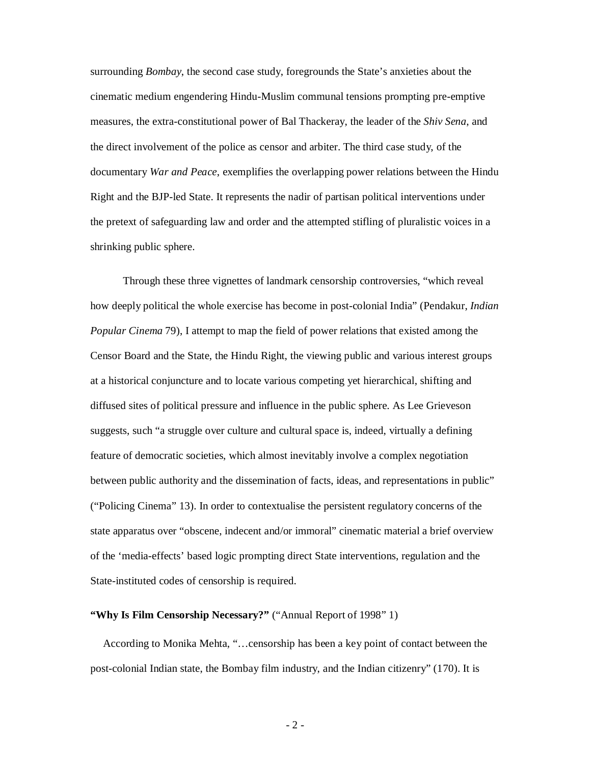surrounding *Bombay*, the second case study, foregrounds the State's anxieties about the cinematic medium engendering Hindu-Muslim communal tensions prompting pre-emptive measures, the extra-constitutional power of Bal Thackeray, the leader of the *Shiv Sena*, and the direct involvement of the police as censor and arbiter. The third case study, of the documentary *War and Peace*, exemplifies the overlapping power relations between the Hindu Right and the BJP-led State. It represents the nadir of partisan political interventions under the pretext of safeguarding law and order and the attempted stifling of pluralistic voices in a shrinking public sphere.

Through these three vignettes of landmark censorship controversies, "which reveal how deeply political the whole exercise has become in post-colonial India" (Pendakur, *Indian Popular Cinema* 79), I attempt to map the field of power relations that existed among the Censor Board and the State, the Hindu Right, the viewing public and various interest groups at a historical conjuncture and to locate various competing yet hierarchical, shifting and diffused sites of political pressure and influence in the public sphere. As Lee Grieveson suggests, such "a struggle over culture and cultural space is, indeed, virtually a defining feature of democratic societies, which almost inevitably involve a complex negotiation between public authority and the dissemination of facts, ideas, and representations in public" ("Policing Cinema" 13). In order to contextualise the persistent regulatory concerns of the state apparatus over "obscene, indecent and/or immoral" cinematic material a brief overview of the 'media-effects' based logic prompting direct State interventions, regulation and the State-instituted codes of censorship is required.

**"Why Is Film Censorship Necessary?"** ("Annual Report of 1998" 1)

According to Monika Mehta, "…censorship has been a key point of contact between the post-colonial Indian state, the Bombay film industry, and the Indian citizenry" (170). It is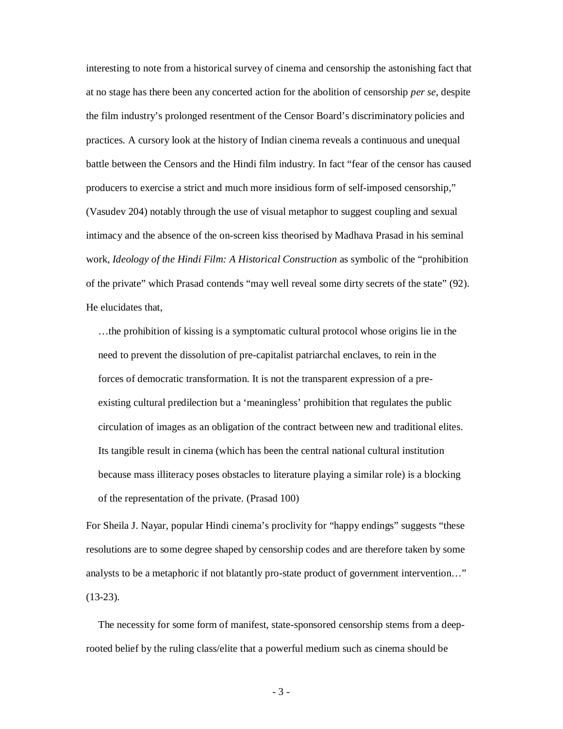interesting to note from a historical survey of cinema and censorship the astonishing fact that at no stage has there been any concerted action for the abolition of censorship *per se*, despite the film industry's prolonged resentment of the Censor Board's discriminatory policies and practices. A cursory look at the history of Indian cinema reveals a continuous and unequal battle between the Censors and the Hindi film industry. In fact "fear of the censor has caused producers to exercise a strict and much more insidious form of self-imposed censorship," (Vasudev 204) notably through the use of visual metaphor to suggest coupling and sexual intimacy and the absence of the on-screen kiss theorised by Madhava Prasad in his seminal work, *Ideology of the Hindi Film: A Historical Construction* as symbolic of the "prohibition of the private" which Prasad contends "may well reveal some dirty secrets of the state" (92). He elucidates that,

> …the prohibition of kissing is a symptomatic cultural protocol whose origins lie in the need to prevent the dissolution of pre-capitalist patriarchal enclaves, to rein in the forces of democratic transformation. It is not the transparent expression of a pre-existing cultural predilection but a 'meaningless' prohibition that regulates the public circulation of images as an obligation of the contract between new and traditional elites. Its tangible result in cinema (which has been the central national cultural institution because mass illiteracy poses obstacles to literature playing a similar role) is a blocking of the representation of the private. (Prasad 100)

For Sheila J. Nayar, popular Hindi cinema's proclivity for "happy endings" suggests "these resolutions are to some degree shaped by censorship codes and are therefore taken by some analysts to be a metaphoric if not blatantly pro-state product of government intervention…" (13-23).

The necessity for some form of manifest, state-sponsored censorship stems from a deep-rooted belief by the ruling class/elite that a powerful medium such as cinema should be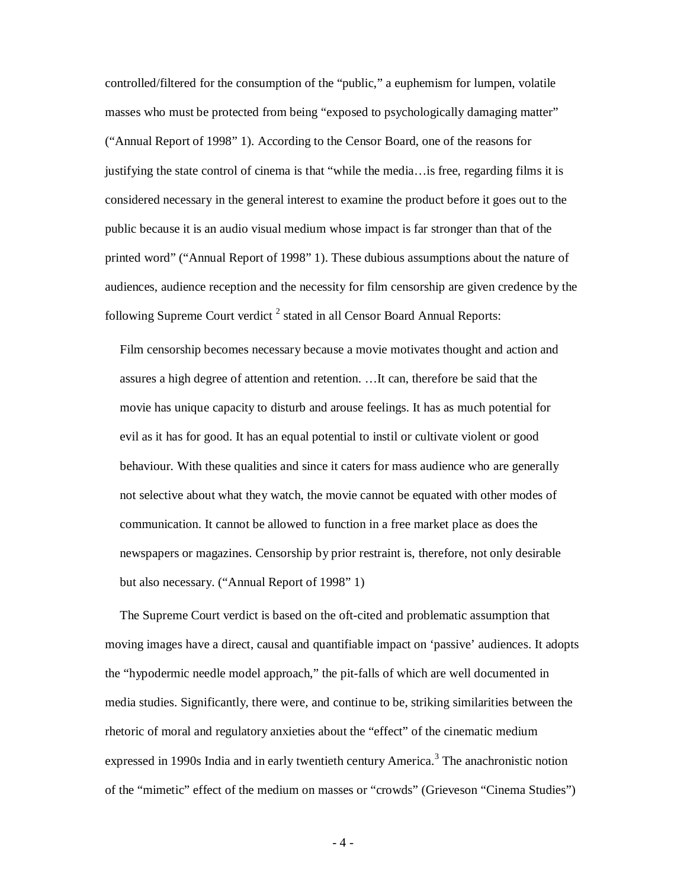controlled/filtered for the consumption of the "public," a euphemism for lumpen, volatile masses who must be protected from being "exposed to psychologically damaging matter" ("Annual Report of 1998" 1). According to the Censor Board, one of the reasons for justifying the state control of cinema is that "while the media…is free, regarding films it is considered necessary in the general interest to examine the product before it goes out to the public because it is an audio visual medium whose impact is far stronger than that of the printed word" ("Annual Report of 1998" 1). These dubious assumptions about the nature of audiences, audience reception and the necessity for film censorship are given credence by the following Supreme Court verdict [2] stated in all Censor Board Annual Reports:

> Film censorship becomes necessary because a movie motivates thought and action and assures a high degree of attention and retention. …It can, therefore be said that the movie has unique capacity to disturb and arouse feelings. It has as much potential for evil as it has for good. It has an equal potential to instil or cultivate violent or good behaviour. With these qualities and since it caters for mass audience who are generally not selective about what they watch, the movie cannot be equated with other modes of communication. It cannot be allowed to function in a free market place as does the newspapers or magazines. Censorship by prior restraint is, therefore, not only desirable but also necessary. ("Annual Report of 1998" 1)

The Supreme Court verdict is based on the oft-cited and problematic assumption that moving images have a direct, causal and quantifiable impact on 'passive' audiences. It adopts the "hypodermic needle model approach," the pit-falls of which are well documented in media studies. Significantly, there were, and continue to be, striking similarities between the rhetoric of moral and regulatory anxieties about the "effect" of the cinematic medium expressed in 1990s India and in early twentieth century America.[3] The anachronistic notion of the "mimetic" effect of the medium on masses or "crowds" (Grieveson "Cinema Studies")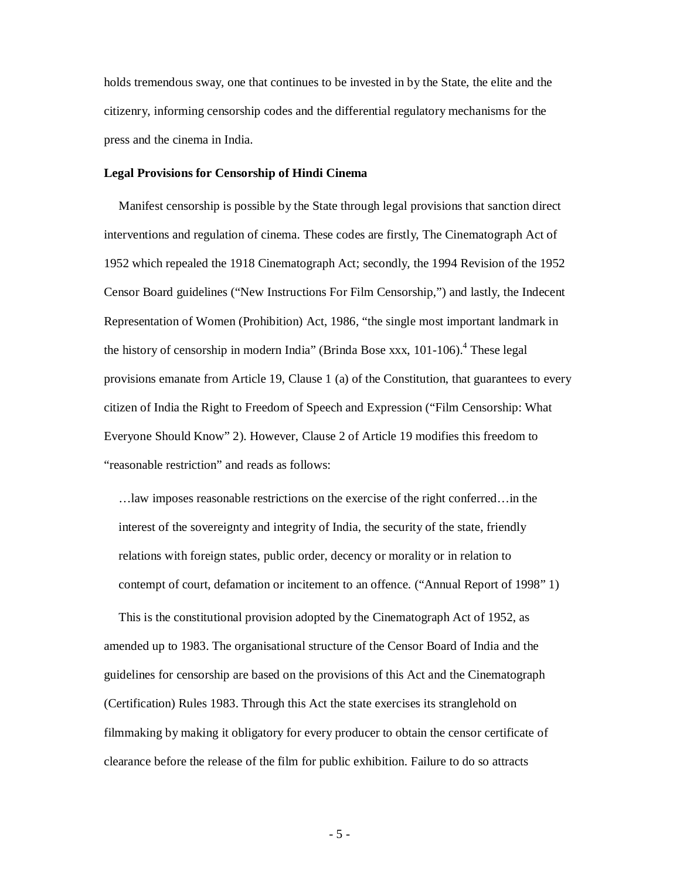holds tremendous sway, one that continues to be invested in by the State, the elite and the citizenry, informing censorship codes and the differential regulatory mechanisms for the press and the cinema in India.

**Legal Provisions for Censorship of Hindi Cinema**

Manifest censorship is possible by the State through legal provisions that sanction direct interventions and regulation of cinema. These codes are firstly, The Cinematograph Act of 1952 which repealed the 1918 Cinematograph Act; secondly, the 1994 Revision of the 1952 Censor Board guidelines ("New Instructions For Film Censorship,") and lastly, the Indecent Representation of Women (Prohibition) Act, 1986, "the single most important landmark in the history of censorship in modern India" (Brinda Bose xxx, 101-106).[4] These legal provisions emanate from Article 19, Clause 1 (a) of the Constitution, that guarantees to every citizen of India the Right to Freedom of Speech and Expression ("Film Censorship: What Everyone Should Know" 2). However, Clause 2 of Article 19 modifies this freedom to "reasonable restriction" and reads as follows:

> …law imposes reasonable restrictions on the exercise of the right conferred…in the interest of the sovereignty and integrity of India, the security of the state, friendly relations with foreign states, public order, decency or morality or in relation to contempt of court, defamation or incitement to an offence. ("Annual Report of 1998" 1)

This is the constitutional provision adopted by the Cinematograph Act of 1952, as amended up to 1983. The organisational structure of the Censor Board of India and the guidelines for censorship are based on the provisions of this Act and the Cinematograph (Certification) Rules 1983. Through this Act the state exercises its stranglehold on filmmaking by making it obligatory for every producer to obtain the censor certificate of clearance before the release of the film for public exhibition. Failure to do so attracts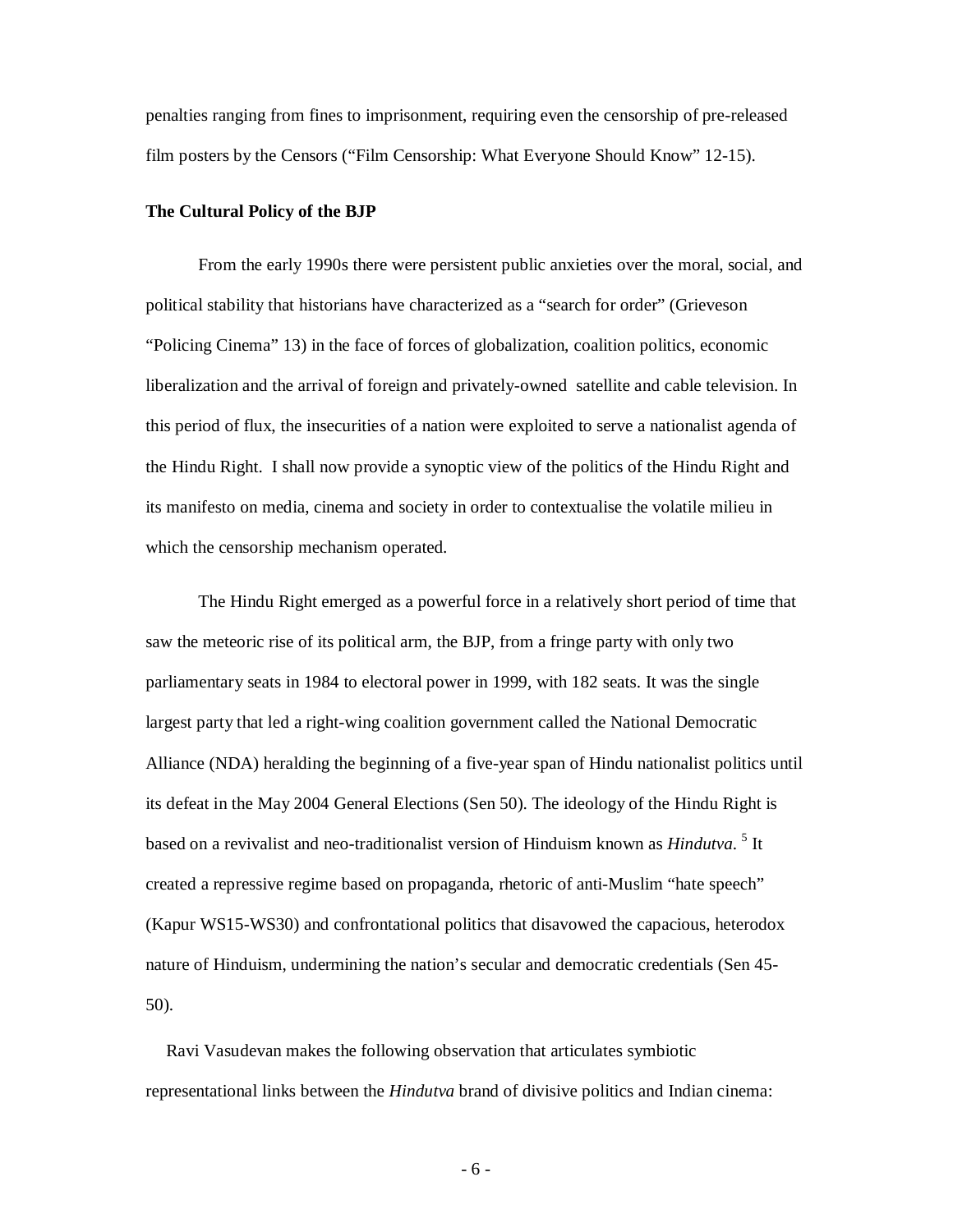penalties ranging from fines to imprisonment, requiring even the censorship of pre-released film posters by the Censors ("Film Censorship: What Everyone Should Know" 12-15).

**The Cultural Policy of the BJP**

From the early 1990s there were persistent public anxieties over the moral, social, and political stability that historians have characterized as a "search for order" (Grieveson "Policing Cinema" 13) in the face of forces of globalization, coalition politics, economic liberalization and the arrival of foreign and privately-owned satellite and cable television. In this period of flux, the insecurities of a nation were exploited to serve a nationalist agenda of the Hindu Right. I shall now provide a synoptic view of the politics of the Hindu Right and its manifesto on media, cinema and society in order to contextualise the volatile milieu in which the censorship mechanism operated.

The Hindu Right emerged as a powerful force in a relatively short period of time that saw the meteoric rise of its political arm, the BJP, from a fringe party with only two parliamentary seats in 1984 to electoral power in 1999, with 182 seats. It was the single largest party that led a right-wing coalition government called the National Democratic Alliance (NDA) heralding the beginning of a five-year span of Hindu nationalist politics until its defeat in the May 2004 General Elections (Sen 50). The ideology of the Hindu Right is based on a revivalist and neo-traditionalist version of Hinduism known as *Hindutva*. [5] It created a repressive regime based on propaganda, rhetoric of anti-Muslim "hate speech" (Kapur WS15-WS30) and confrontational politics that disavowed the capacious, heterodox nature of Hinduism, undermining the nation's secular and democratic credentials (Sen 45-50).

Ravi Vasudevan makes the following observation that articulates symbiotic representational links between the *Hindutva* brand of divisive politics and Indian cinema: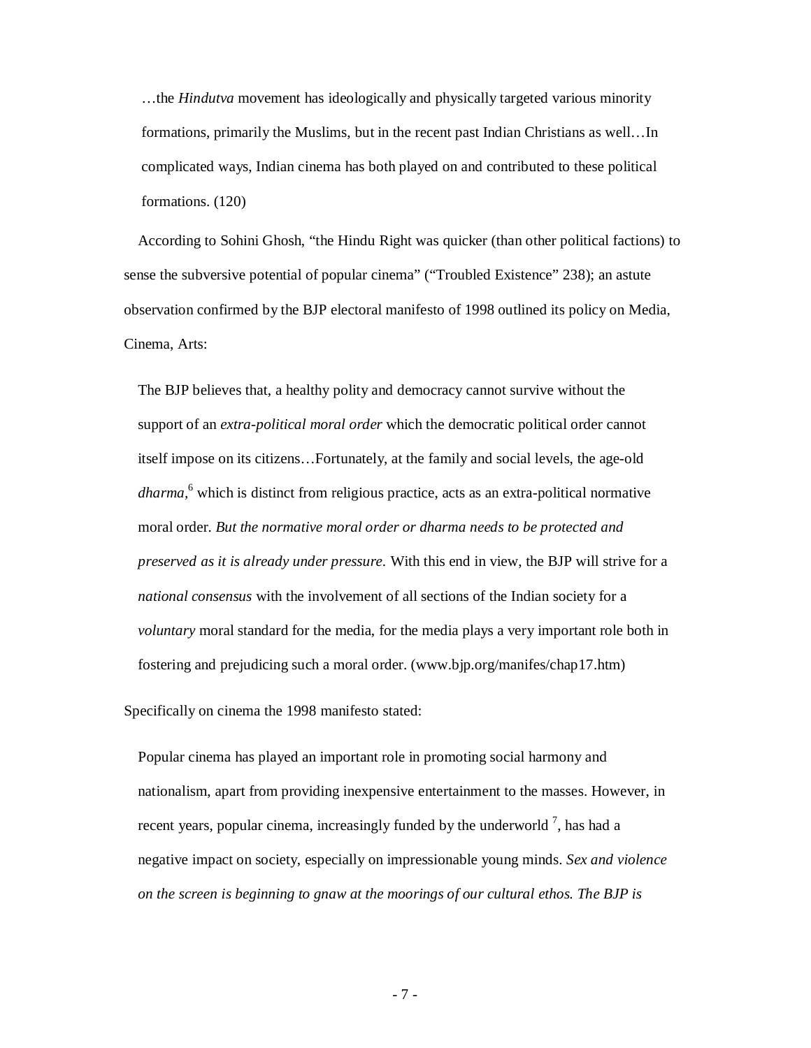> …the *Hindutva* movement has ideologically and physically targeted various minority formations, primarily the Muslims, but in the recent past Indian Christians as well…In complicated ways, Indian cinema has both played on and contributed to these political formations. (120)

According to Sohini Ghosh, "the Hindu Right was quicker (than other political factions) to sense the subversive potential of popular cinema" ("Troubled Existence" 238); an astute observation confirmed by the BJP electoral manifesto of 1998 outlined its policy on Media, Cinema, Arts:

> The BJP believes that, a healthy polity and democracy cannot survive without the support of an *extra-political moral order* which the democratic political order cannot itself impose on its citizens…Fortunately, at the family and social levels, the age-old *dharma*,[6] which is distinct from religious practice, acts as an extra-political normative moral order. *But the normative moral order or dharma needs to be protected and preserved as it is already under pressure.* With this end in view, the BJP will strive for a *national consensus* with the involvement of all sections of the Indian society for a *voluntary* moral standard for the media, for the media plays a very important role both in fostering and prejudicing such a moral order. (www.bjp.org/manifes/chap17.htm)

Specifically on cinema the 1998 manifesto stated:

> Popular cinema has played an important role in promoting social harmony and nationalism, apart from providing inexpensive entertainment to the masses. However, in recent years, popular cinema, increasingly funded by the underworld [7], has had a negative impact on society, especially on impressionable young minds. *Sex and violence on the screen is beginning to gnaw at the moorings of our cultural ethos. The BJP is*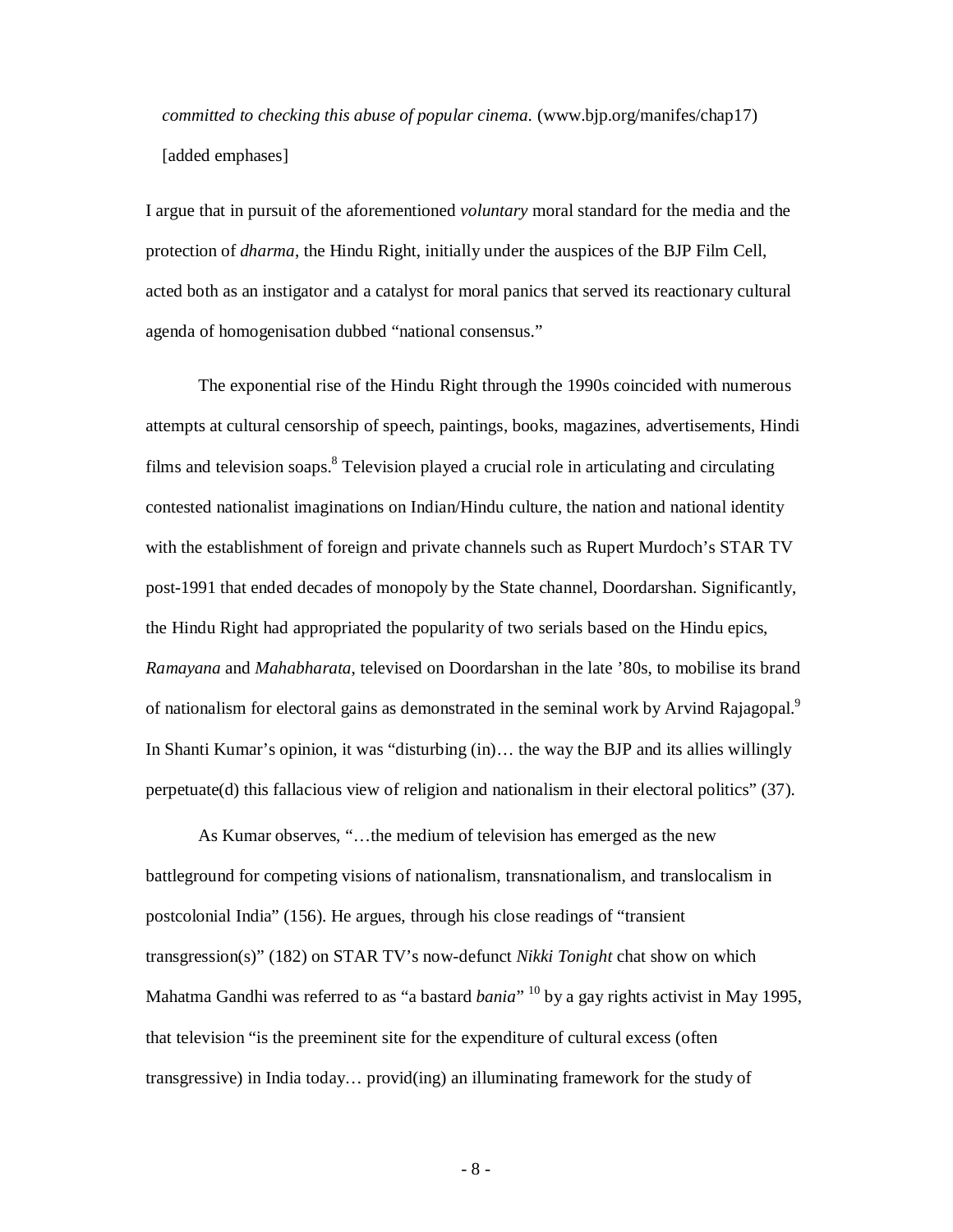*committed to checking this abuse of popular cinema.* (www.bjp.org/manifes/chap17) [added emphases]

I argue that in pursuit of the aforementioned *voluntary* moral standard for the media and the protection of *dharma*, the Hindu Right, initially under the auspices of the BJP Film Cell, acted both as an instigator and a catalyst for moral panics that served its reactionary cultural agenda of homogenisation dubbed "national consensus."

The exponential rise of the Hindu Right through the 1990s coincided with numerous attempts at cultural censorship of speech, paintings, books, magazines, advertisements, Hindi films and television soaps.[8] Television played a crucial role in articulating and circulating contested nationalist imaginations on Indian/Hindu culture, the nation and national identity with the establishment of foreign and private channels such as Rupert Murdoch's STAR TV post-1991 that ended decades of monopoly by the State channel, Doordarshan. Significantly, the Hindu Right had appropriated the popularity of two serials based on the Hindu epics, *Ramayana* and *Mahabharata*, televised on Doordarshan in the late '80s, to mobilise its brand of nationalism for electoral gains as demonstrated in the seminal work by Arvind Rajagopal.[9] In Shanti Kumar's opinion, it was "disturbing (in)… the way the BJP and its allies willingly perpetuate(d) this fallacious view of religion and nationalism in their electoral politics" (37).

As Kumar observes, "…the medium of television has emerged as the new battleground for competing visions of nationalism, transnationalism, and translocalism in postcolonial India" (156). He argues, through his close readings of "transient transgression(s)" (182) on STAR TV's now-defunct *Nikki Tonight* chat show on which Mahatma Gandhi was referred to as "a bastard *bania*" [10] by a gay rights activist in May 1995, that television "is the preeminent site for the expenditure of cultural excess (often transgressive) in India today… provid(ing) an illuminating framework for the study of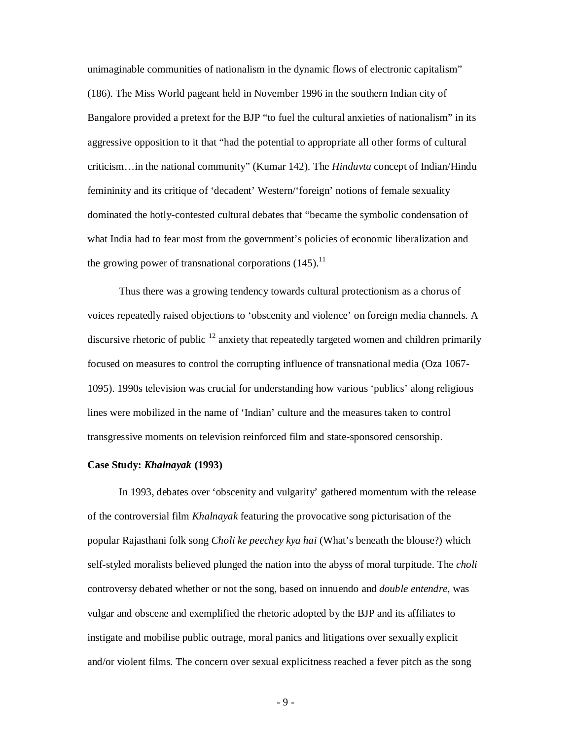unimaginable communities of nationalism in the dynamic flows of electronic capitalism" (186). The Miss World pageant held in November 1996 in the southern Indian city of Bangalore provided a pretext for the BJP "to fuel the cultural anxieties of nationalism" in its aggressive opposition to it that "had the potential to appropriate all other forms of cultural criticism…in the national community" (Kumar 142). The *Hinduvta* concept of Indian/Hindu femininity and its critique of 'decadent' Western/'foreign' notions of female sexuality dominated the hotly-contested cultural debates that "became the symbolic condensation of what India had to fear most from the government's policies of economic liberalization and the growing power of transnational corporations (145).[11]

Thus there was a growing tendency towards cultural protectionism as a chorus of voices repeatedly raised objections to 'obscenity and violence' on foreign media channels. A discursive rhetoric of public [12] anxiety that repeatedly targeted women and children primarily focused on measures to control the corrupting influence of transnational media (Oza 1067-1095). 1990s television was crucial for understanding how various 'publics' along religious lines were mobilized in the name of 'Indian' culture and the measures taken to control transgressive moments on television reinforced film and state-sponsored censorship.

**Case Study: *Khalnayak* (1993)**

In 1993, debates over 'obscenity and vulgarity' gathered momentum with the release of the controversial film *Khalnayak* featuring the provocative song picturisation of the popular Rajasthani folk song *Choli ke peechey kya hai* (What's beneath the blouse?) which self-styled moralists believed plunged the nation into the abyss of moral turpitude. The *choli* controversy debated whether or not the song, based on innuendo and *double entendre*, was vulgar and obscene and exemplified the rhetoric adopted by the BJP and its affiliates to instigate and mobilise public outrage, moral panics and litigations over sexually explicit and/or violent films. The concern over sexual explicitness reached a fever pitch as the song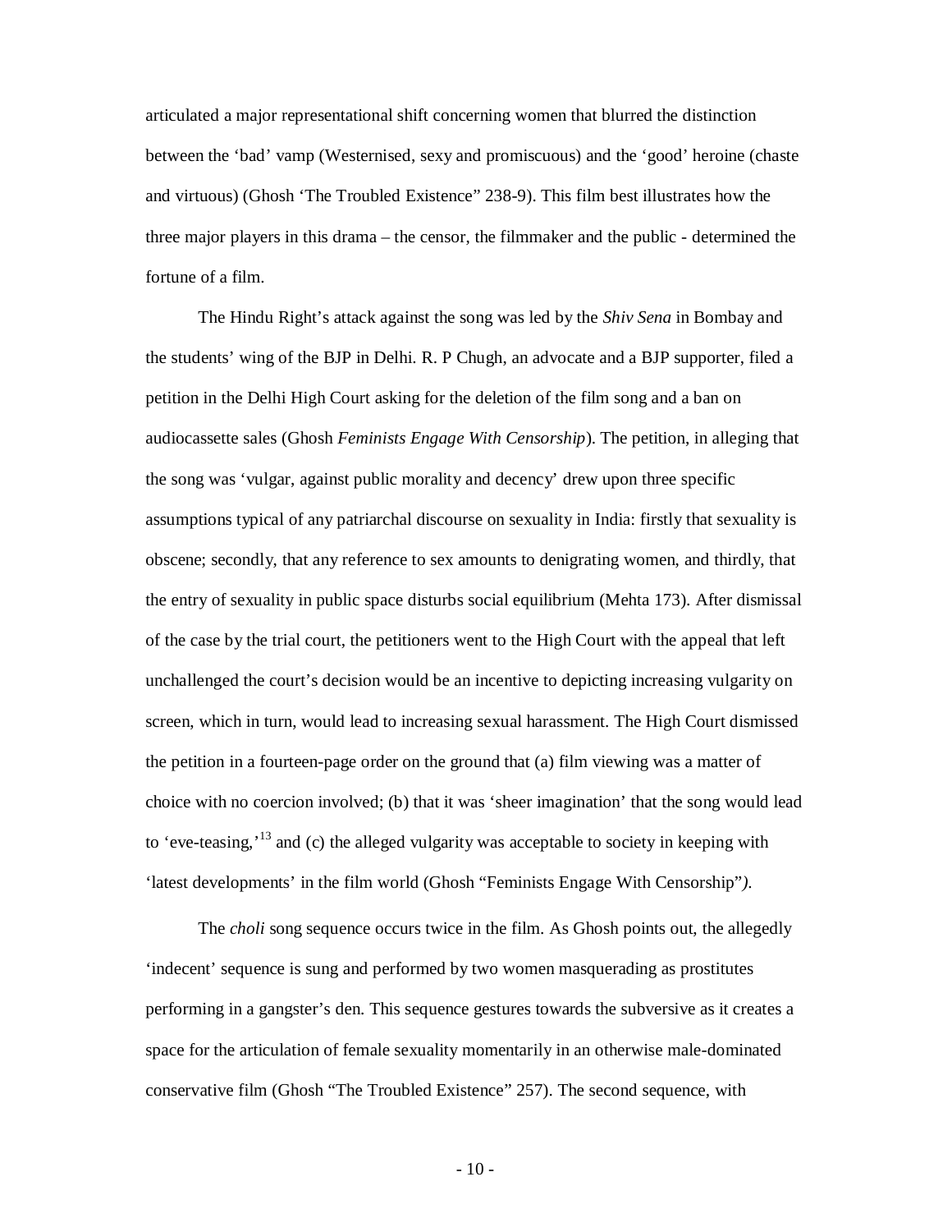articulated a major representational shift concerning women that blurred the distinction between the 'bad' vamp (Westernised, sexy and promiscuous) and the 'good' heroine (chaste and virtuous) (Ghosh 'The Troubled Existence" 238-9). This film best illustrates how the three major players in this drama – the censor, the filmmaker and the public - determined the fortune of a film.

The Hindu Right's attack against the song was led by the *Shiv Sena* in Bombay and the students' wing of the BJP in Delhi. R. P Chugh, an advocate and a BJP supporter, filed a petition in the Delhi High Court asking for the deletion of the film song and a ban on audiocassette sales (Ghosh *Feminists Engage With Censorship*). The petition, in alleging that the song was 'vulgar, against public morality and decency' drew upon three specific assumptions typical of any patriarchal discourse on sexuality in India: firstly that sexuality is obscene; secondly, that any reference to sex amounts to denigrating women, and thirdly, that the entry of sexuality in public space disturbs social equilibrium (Mehta 173). After dismissal of the case by the trial court, the petitioners went to the High Court with the appeal that left unchallenged the court's decision would be an incentive to depicting increasing vulgarity on screen, which in turn, would lead to increasing sexual harassment. The High Court dismissed the petition in a fourteen-page order on the ground that (a) film viewing was a matter of choice with no coercion involved; (b) that it was 'sheer imagination' that the song would lead to 'eve-teasing,'[13] and (c) the alleged vulgarity was acceptable to society in keeping with 'latest developments' in the film world (Ghosh "Feminists Engage With Censorship"*)*.

The *choli* song sequence occurs twice in the film. As Ghosh points out, the allegedly 'indecent' sequence is sung and performed by two women masquerading as prostitutes performing in a gangster's den. This sequence gestures towards the subversive as it creates a space for the articulation of female sexuality momentarily in an otherwise male-dominated conservative film (Ghosh "The Troubled Existence" 257). The second sequence, with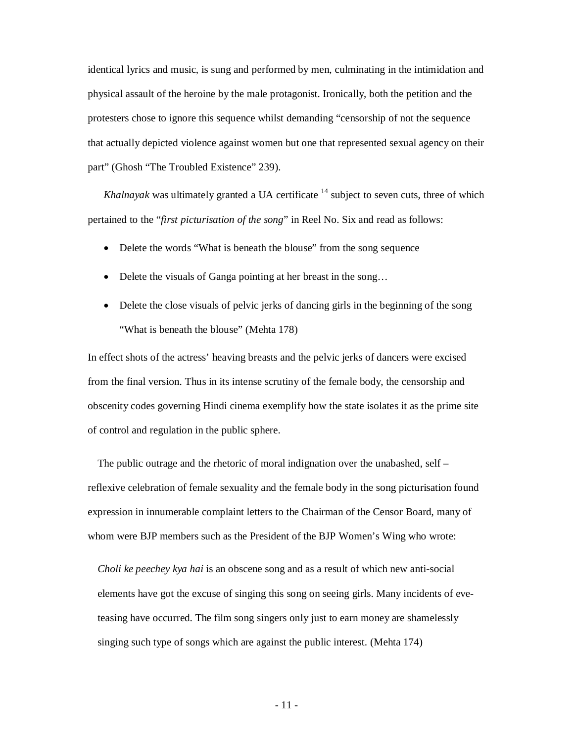identical lyrics and music, is sung and performed by men, culminating in the intimidation and physical assault of the heroine by the male protagonist. Ironically, both the petition and the protesters chose to ignore this sequence whilst demanding "censorship of not the sequence that actually depicted violence against women but one that represented sexual agency on their part" (Ghosh "The Troubled Existence" 239).

*Khalnayak* was ultimately granted a UA certificate [14] subject to seven cuts, three of which pertained to the "*first picturisation of the song*" in Reel No. Six and read as follows:

- Delete the words "What is beneath the blouse" from the song sequence
- Delete the visuals of Ganga pointing at her breast in the song…
- Delete the close visuals of pelvic jerks of dancing girls in the beginning of the song "What is beneath the blouse" (Mehta 178)

In effect shots of the actress' heaving breasts and the pelvic jerks of dancers were excised from the final version. Thus in its intense scrutiny of the female body, the censorship and obscenity codes governing Hindi cinema exemplify how the state isolates it as the prime site of control and regulation in the public sphere.

The public outrage and the rhetoric of moral indignation over the unabashed, self – reflexive celebration of female sexuality and the female body in the song picturisation found expression in innumerable complaint letters to the Chairman of the Censor Board, many of whom were BJP members such as the President of the BJP Women's Wing who wrote:

> *Choli ke peechey kya hai* is an obscene song and as a result of which new anti-social elements have got the excuse of singing this song on seeing girls. Many incidents of eve-teasing have occurred. The film song singers only just to earn money are shamelessly singing such type of songs which are against the public interest. (Mehta 174)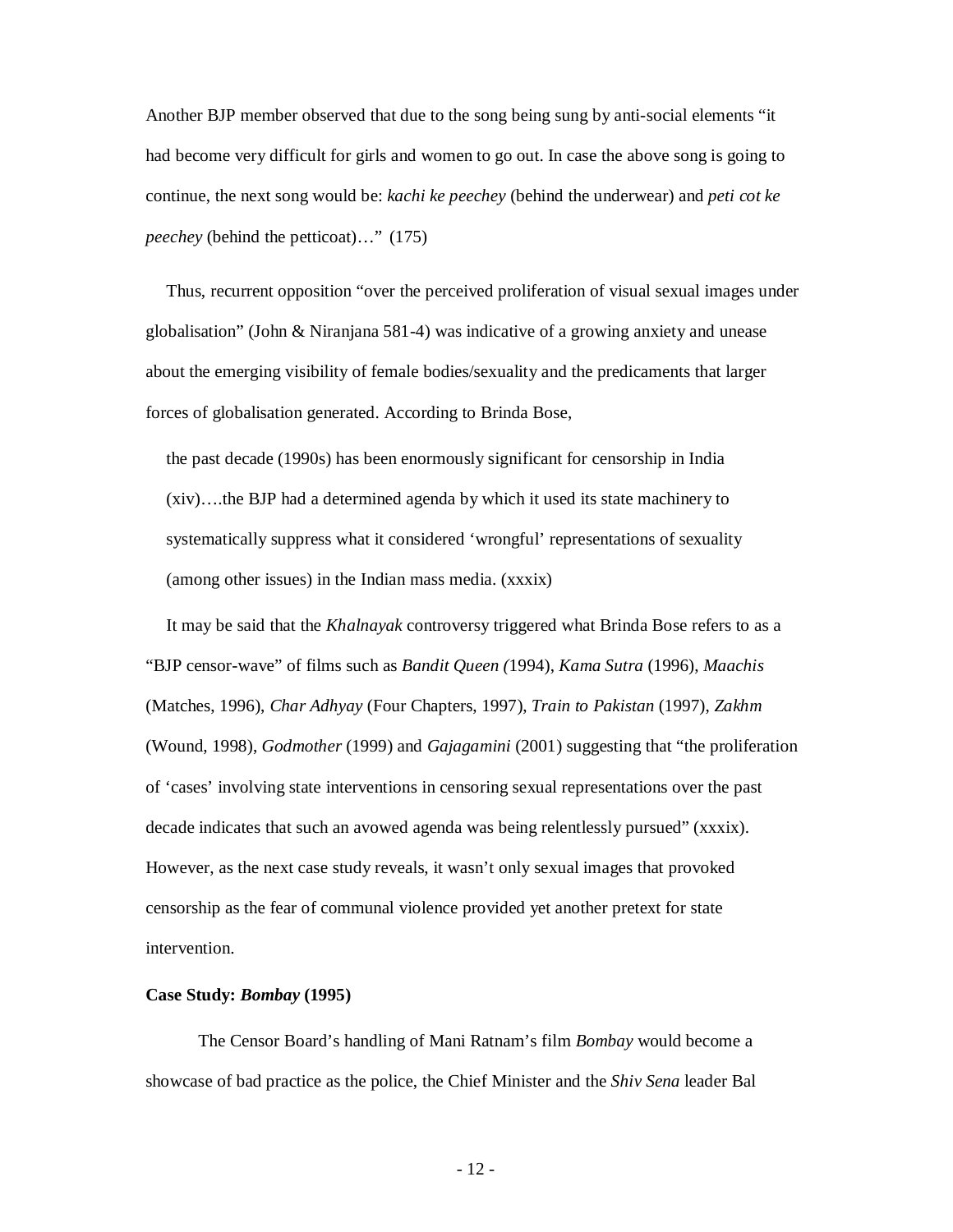Another BJP member observed that due to the song being sung by anti-social elements "it had become very difficult for girls and women to go out. In case the above song is going to continue, the next song would be: *kachi ke peechey* (behind the underwear) and *peti cot ke peechey* (behind the petticoat)…" (175)

Thus, recurrent opposition "over the perceived proliferation of visual sexual images under globalisation" (John & Niranjana 581-4) was indicative of a growing anxiety and unease about the emerging visibility of female bodies/sexuality and the predicaments that larger forces of globalisation generated. According to Brinda Bose,

> the past decade (1990s) has been enormously significant for censorship in India (xiv)….the BJP had a determined agenda by which it used its state machinery to systematically suppress what it considered 'wrongful' representations of sexuality (among other issues) in the Indian mass media. (xxxix)

It may be said that the *Khalnayak* controversy triggered what Brinda Bose refers to as a "BJP censor-wave" of films such as *Bandit Queen (*1994), *Kama Sutra* (1996), *Maachis* (Matches, 1996), *Char Adhyay* (Four Chapters, 1997), *Train to Pakistan* (1997), *Zakhm* (Wound, 1998), *Godmother* (1999) and *Gajagamini* (2001) suggesting that "the proliferation of 'cases' involving state interventions in censoring sexual representations over the past decade indicates that such an avowed agenda was being relentlessly pursued" (xxxix). However, as the next case study reveals, it wasn't only sexual images that provoked censorship as the fear of communal violence provided yet another pretext for state intervention.

**Case Study: *Bombay* (1995)**

The Censor Board's handling of Mani Ratnam's film *Bombay* would become a showcase of bad practice as the police, the Chief Minister and the *Shiv Sena* leader Bal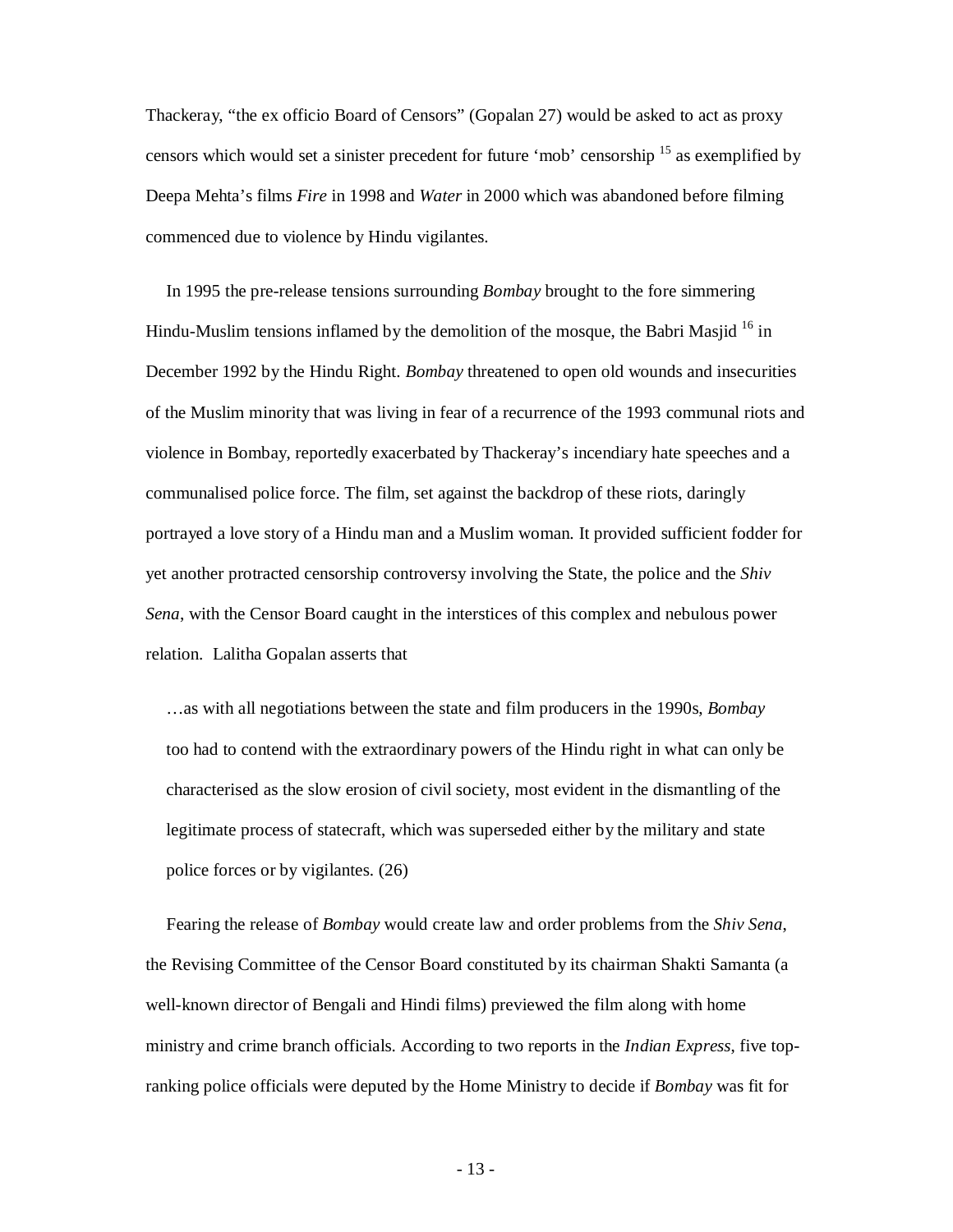Thackeray, "the ex officio Board of Censors" (Gopalan 27) would be asked to act as proxy censors which would set a sinister precedent for future 'mob' censorship [15] as exemplified by Deepa Mehta's films *Fire* in 1998 and *Water* in 2000 which was abandoned before filming commenced due to violence by Hindu vigilantes.

In 1995 the pre-release tensions surrounding *Bombay* brought to the fore simmering Hindu-Muslim tensions inflamed by the demolition of the mosque, the Babri Masjid [16] in December 1992 by the Hindu Right. *Bombay* threatened to open old wounds and insecurities of the Muslim minority that was living in fear of a recurrence of the 1993 communal riots and violence in Bombay, reportedly exacerbated by Thackeray's incendiary hate speeches and a communalised police force. The film, set against the backdrop of these riots, daringly portrayed a love story of a Hindu man and a Muslim woman. It provided sufficient fodder for yet another protracted censorship controversy involving the State, the police and the *Shiv Sena*, with the Censor Board caught in the interstices of this complex and nebulous power relation. Lalitha Gopalan asserts that

> …as with all negotiations between the state and film producers in the 1990s, *Bombay* too had to contend with the extraordinary powers of the Hindu right in what can only be characterised as the slow erosion of civil society, most evident in the dismantling of the legitimate process of statecraft, which was superseded either by the military and state police forces or by vigilantes. (26)

Fearing the release of *Bombay* would create law and order problems from the *Shiv Sena*, the Revising Committee of the Censor Board constituted by its chairman Shakti Samanta (a well-known director of Bengali and Hindi films) previewed the film along with home ministry and crime branch officials. According to two reports in the *Indian Express*, five top-ranking police officials were deputed by the Home Ministry to decide if *Bombay* was fit for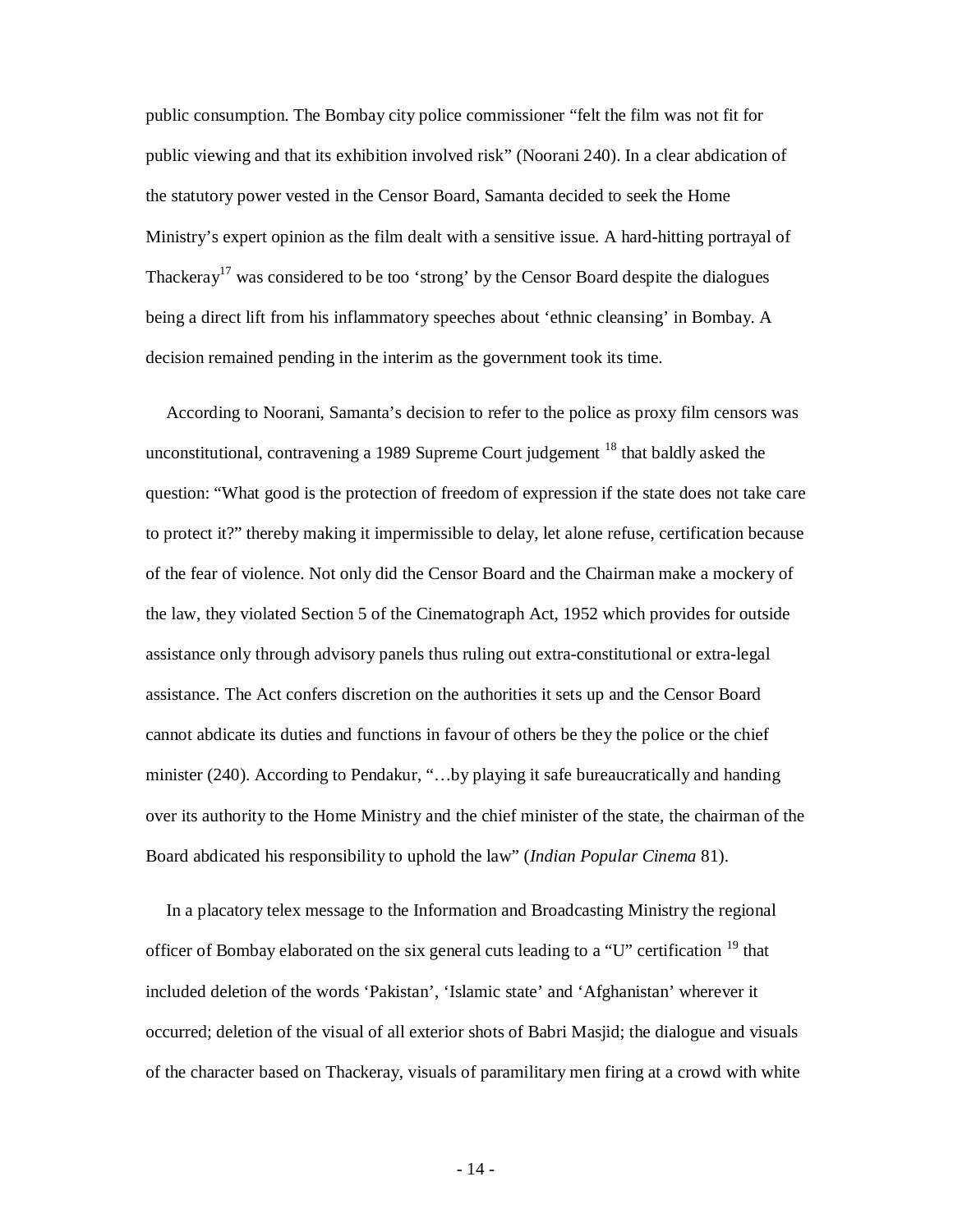public consumption. The Bombay city police commissioner "felt the film was not fit for public viewing and that its exhibition involved risk" (Noorani 240). In a clear abdication of the statutory power vested in the Censor Board, Samanta decided to seek the Home Ministry's expert opinion as the film dealt with a sensitive issue. A hard-hitting portrayal of Thackeray[17] was considered to be too 'strong' by the Censor Board despite the dialogues being a direct lift from his inflammatory speeches about 'ethnic cleansing' in Bombay. A decision remained pending in the interim as the government took its time.

According to Noorani, Samanta's decision to refer to the police as proxy film censors was unconstitutional, contravening a 1989 Supreme Court judgement [18] that baldly asked the question: "What good is the protection of freedom of expression if the state does not take care to protect it?" thereby making it impermissible to delay, let alone refuse, certification because of the fear of violence. Not only did the Censor Board and the Chairman make a mockery of the law, they violated Section 5 of the Cinematograph Act, 1952 which provides for outside assistance only through advisory panels thus ruling out extra-constitutional or extra-legal assistance. The Act confers discretion on the authorities it sets up and the Censor Board cannot abdicate its duties and functions in favour of others be they the police or the chief minister (240). According to Pendakur, "…by playing it safe bureaucratically and handing over its authority to the Home Ministry and the chief minister of the state, the chairman of the Board abdicated his responsibility to uphold the law" (*Indian Popular Cinema* 81).

In a placatory telex message to the Information and Broadcasting Ministry the regional officer of Bombay elaborated on the six general cuts leading to a "U" certification [19] that included deletion of the words 'Pakistan', 'Islamic state' and 'Afghanistan' wherever it occurred; deletion of the visual of all exterior shots of Babri Masjid; the dialogue and visuals of the character based on Thackeray, visuals of paramilitary men firing at a crowd with white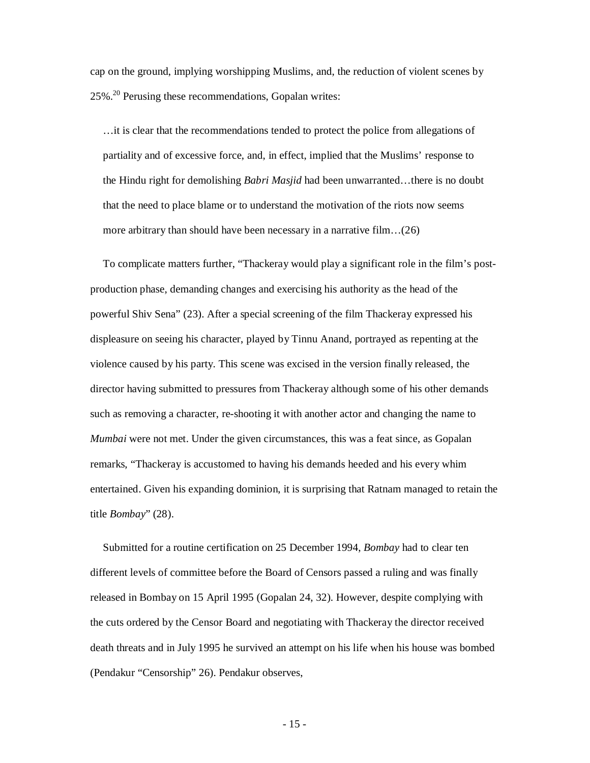cap on the ground, implying worshipping Muslims, and, the reduction of violent scenes by 25%.[20] Perusing these recommendations, Gopalan writes:

> …it is clear that the recommendations tended to protect the police from allegations of partiality and of excessive force, and, in effect, implied that the Muslims' response to the Hindu right for demolishing *Babri Masjid* had been unwarranted…there is no doubt that the need to place blame or to understand the motivation of the riots now seems more arbitrary than should have been necessary in a narrative film…(26)

To complicate matters further, "Thackeray would play a significant role in the film's post-production phase, demanding changes and exercising his authority as the head of the powerful Shiv Sena" (23). After a special screening of the film Thackeray expressed his displeasure on seeing his character, played by Tinnu Anand, portrayed as repenting at the violence caused by his party. This scene was excised in the version finally released, the director having submitted to pressures from Thackeray although some of his other demands such as removing a character, re-shooting it with another actor and changing the name to *Mumbai* were not met. Under the given circumstances, this was a feat since, as Gopalan remarks, "Thackeray is accustomed to having his demands heeded and his every whim entertained. Given his expanding dominion, it is surprising that Ratnam managed to retain the title *Bombay*" (28).

Submitted for a routine certification on 25 December 1994, *Bombay* had to clear ten different levels of committee before the Board of Censors passed a ruling and was finally released in Bombay on 15 April 1995 (Gopalan 24, 32). However, despite complying with the cuts ordered by the Censor Board and negotiating with Thackeray the director received death threats and in July 1995 he survived an attempt on his life when his house was bombed (Pendakur "Censorship" 26). Pendakur observes,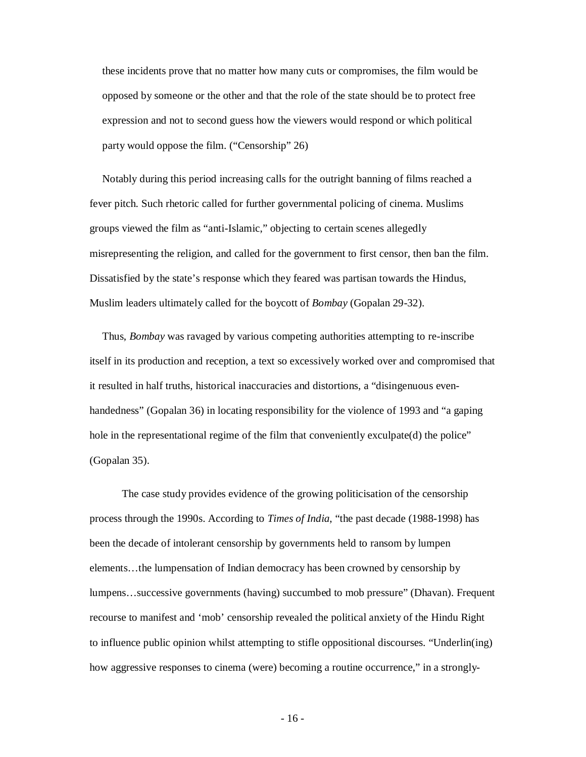> these incidents prove that no matter how many cuts or compromises, the film would be opposed by someone or the other and that the role of the state should be to protect free expression and not to second guess how the viewers would respond or which political party would oppose the film. ("Censorship" 26)

Notably during this period increasing calls for the outright banning of films reached a fever pitch. Such rhetoric called for further governmental policing of cinema. Muslims groups viewed the film as "anti-Islamic," objecting to certain scenes allegedly misrepresenting the religion, and called for the government to first censor, then ban the film. Dissatisfied by the state's response which they feared was partisan towards the Hindus, Muslim leaders ultimately called for the boycott of *Bombay* (Gopalan 29-32).

Thus, *Bombay* was ravaged by various competing authorities attempting to re-inscribe itself in its production and reception, a text so excessively worked over and compromised that it resulted in half truths, historical inaccuracies and distortions, a "disingenuous even-handedness" (Gopalan 36) in locating responsibility for the violence of 1993 and "a gaping hole in the representational regime of the film that conveniently exculpate(d) the police" (Gopalan 35).

The case study provides evidence of the growing politicisation of the censorship process through the 1990s. According to *Times of India*, "the past decade (1988-1998) has been the decade of intolerant censorship by governments held to ransom by lumpen elements…the lumpensation of Indian democracy has been crowned by censorship by lumpens…successive governments (having) succumbed to mob pressure" (Dhavan). Frequent recourse to manifest and 'mob' censorship revealed the political anxiety of the Hindu Right to influence public opinion whilst attempting to stifle oppositional discourses. "Underlin(ing) how aggressive responses to cinema (were) becoming a routine occurrence," in a strongly-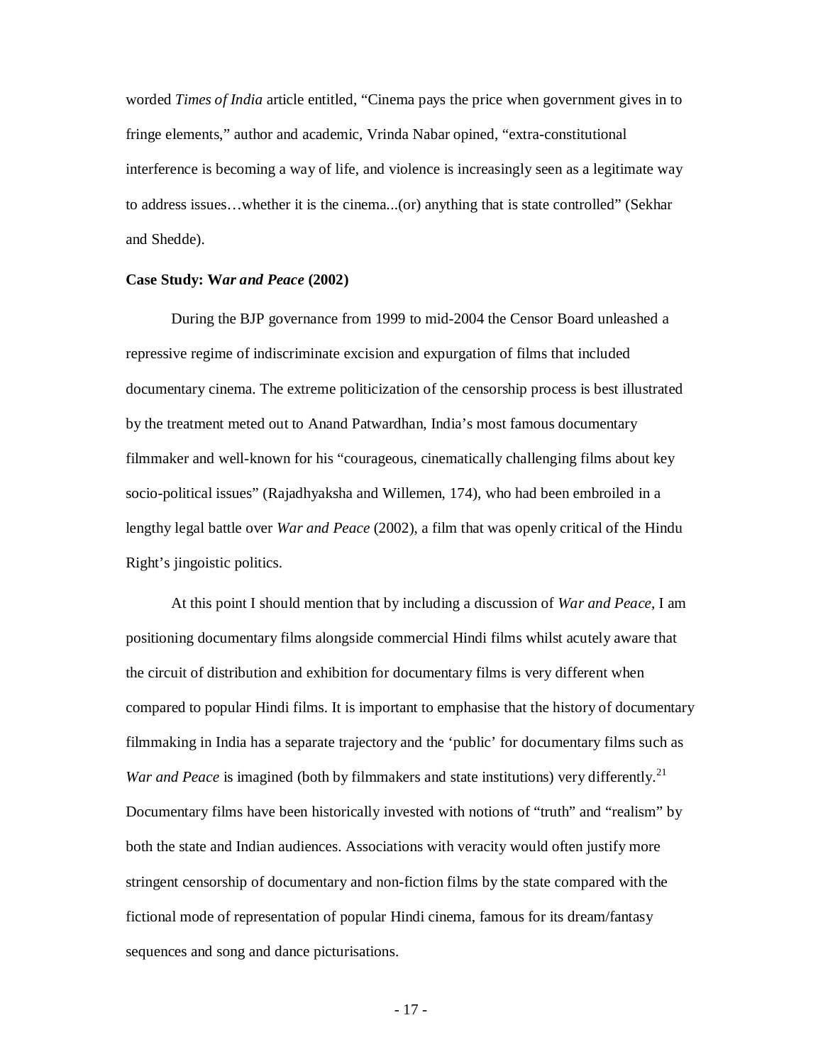worded *Times of India* article entitled, "Cinema pays the price when government gives in to fringe elements," author and academic, Vrinda Nabar opined, "extra-constitutional interference is becoming a way of life, and violence is increasingly seen as a legitimate way to address issues…whether it is the cinema...(or) anything that is state controlled" (Sekhar and Shedde).

**Case Study: W*ar and Peace* (2002)**

During the BJP governance from 1999 to mid-2004 the Censor Board unleashed a repressive regime of indiscriminate excision and expurgation of films that included documentary cinema. The extreme politicization of the censorship process is best illustrated by the treatment meted out to Anand Patwardhan, India's most famous documentary filmmaker and well-known for his "courageous, cinematically challenging films about key socio-political issues" (Rajadhyaksha and Willemen, 174), who had been embroiled in a lengthy legal battle over *War and Peace* (2002), a film that was openly critical of the Hindu Right's jingoistic politics.

At this point I should mention that by including a discussion of *War and Peace*, I am positioning documentary films alongside commercial Hindi films whilst acutely aware that the circuit of distribution and exhibition for documentary films is very different when compared to popular Hindi films. It is important to emphasise that the history of documentary filmmaking in India has a separate trajectory and the 'public' for documentary films such as *War and Peace* is imagined (both by filmmakers and state institutions) very differently.[21] Documentary films have been historically invested with notions of "truth" and "realism" by both the state and Indian audiences. Associations with veracity would often justify more stringent censorship of documentary and non-fiction films by the state compared with the fictional mode of representation of popular Hindi cinema, famous for its dream/fantasy sequences and song and dance picturisations.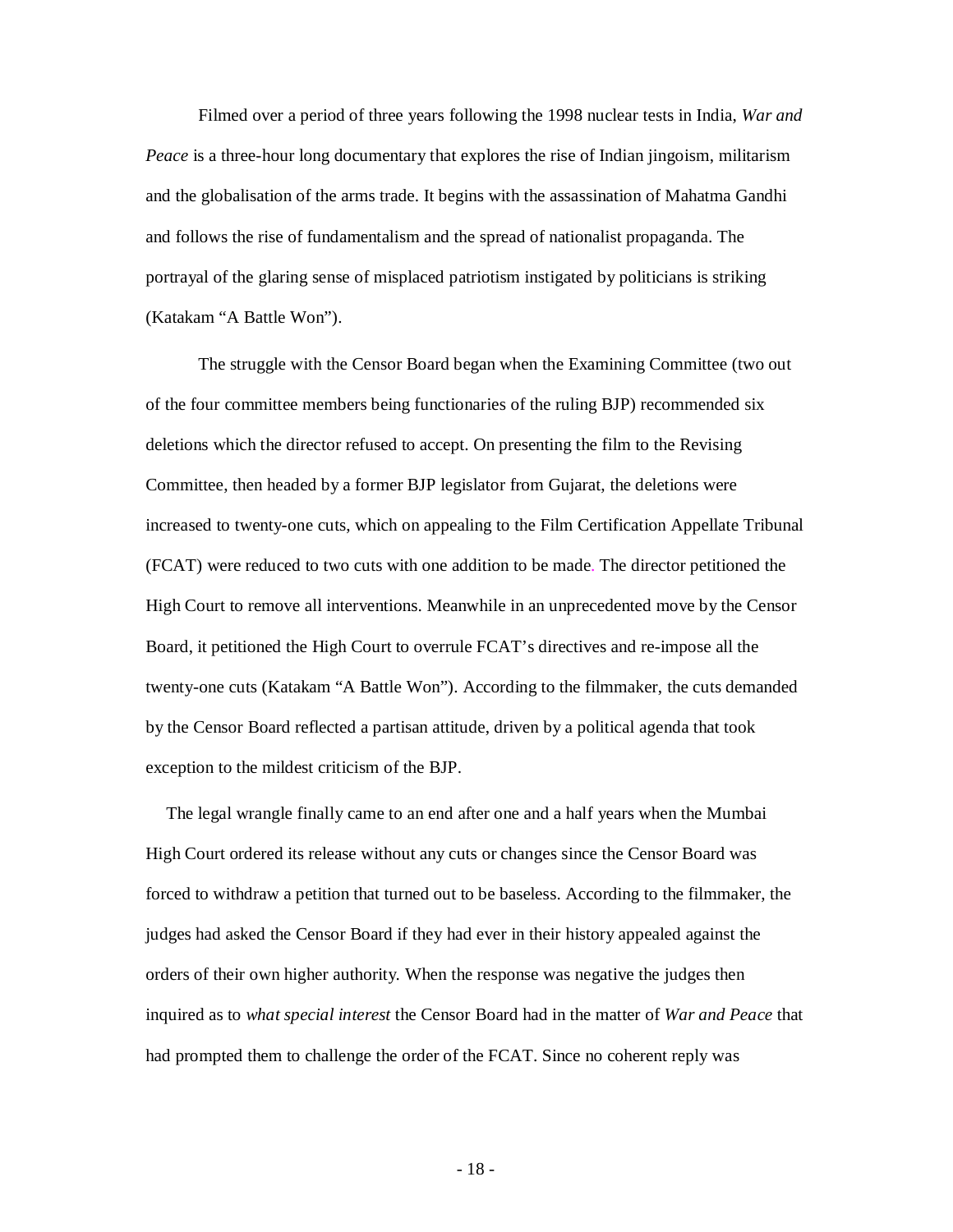Filmed over a period of three years following the 1998 nuclear tests in India, *War and Peace* is a three-hour long documentary that explores the rise of Indian jingoism, militarism and the globalisation of the arms trade. It begins with the assassination of Mahatma Gandhi and follows the rise of fundamentalism and the spread of nationalist propaganda. The portrayal of the glaring sense of misplaced patriotism instigated by politicians is striking (Katakam "A Battle Won").

The struggle with the Censor Board began when the Examining Committee (two out of the four committee members being functionaries of the ruling BJP) recommended six deletions which the director refused to accept. On presenting the film to the Revising Committee, then headed by a former BJP legislator from Gujarat, the deletions were increased to twenty-one cuts, which on appealing to the Film Certification Appellate Tribunal (FCAT) were reduced to two cuts with one addition to be made. The director petitioned the High Court to remove all interventions. Meanwhile in an unprecedented move by the Censor Board, it petitioned the High Court to overrule FCAT's directives and re-impose all the twenty-one cuts (Katakam "A Battle Won"). According to the filmmaker, the cuts demanded by the Censor Board reflected a partisan attitude, driven by a political agenda that took exception to the mildest criticism of the BJP.

The legal wrangle finally came to an end after one and a half years when the Mumbai High Court ordered its release without any cuts or changes since the Censor Board was forced to withdraw a petition that turned out to be baseless. According to the filmmaker, the judges had asked the Censor Board if they had ever in their history appealed against the orders of their own higher authority. When the response was negative the judges then inquired as to *what special interest* the Censor Board had in the matter of *War and Peace* that had prompted them to challenge the order of the FCAT. Since no coherent reply was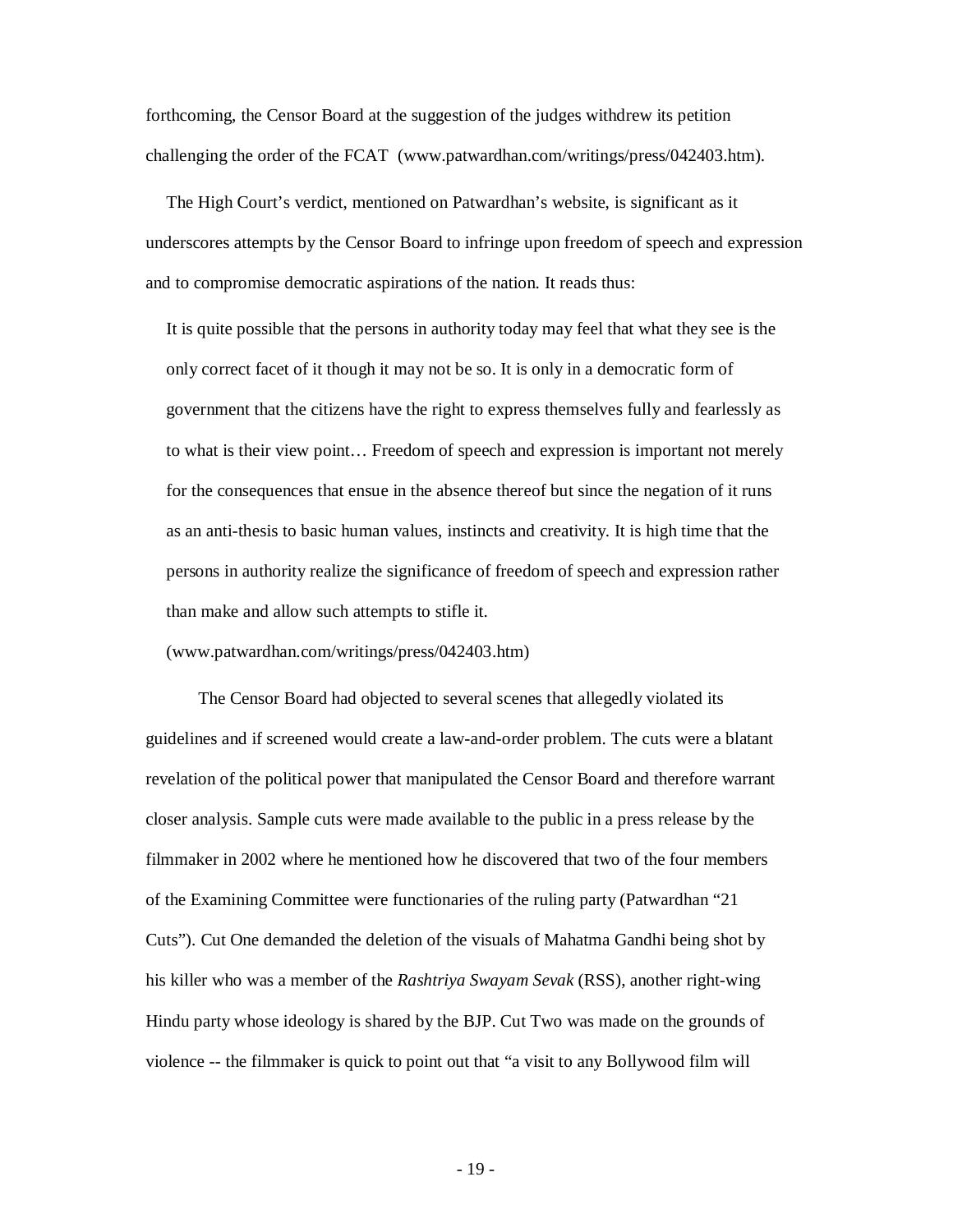forthcoming, the Censor Board at the suggestion of the judges withdrew its petition challenging the order of the FCAT (www.patwardhan.com/writings/press/042403.htm).

The High Court's verdict, mentioned on Patwardhan's website, is significant as it underscores attempts by the Censor Board to infringe upon freedom of speech and expression and to compromise democratic aspirations of the nation. It reads thus:

> It is quite possible that the persons in authority today may feel that what they see is the only correct facet of it though it may not be so. It is only in a democratic form of government that the citizens have the right to express themselves fully and fearlessly as to what is their view point… Freedom of speech and expression is important not merely for the consequences that ensue in the absence thereof but since the negation of it runs as an anti-thesis to basic human values, instincts and creativity. It is high time that the persons in authority realize the significance of freedom of speech and expression rather than make and allow such attempts to stifle it.
> (www.patwardhan.com/writings/press/042403.htm)

The Censor Board had objected to several scenes that allegedly violated its guidelines and if screened would create a law-and-order problem. The cuts were a blatant revelation of the political power that manipulated the Censor Board and therefore warrant closer analysis. Sample cuts were made available to the public in a press release by the filmmaker in 2002 where he mentioned how he discovered that two of the four members of the Examining Committee were functionaries of the ruling party (Patwardhan "21 Cuts"). Cut One demanded the deletion of the visuals of Mahatma Gandhi being shot by his killer who was a member of the *Rashtriya Swayam Sevak* (RSS), another right-wing Hindu party whose ideology is shared by the BJP. Cut Two was made on the grounds of violence -- the filmmaker is quick to point out that "a visit to any Bollywood film will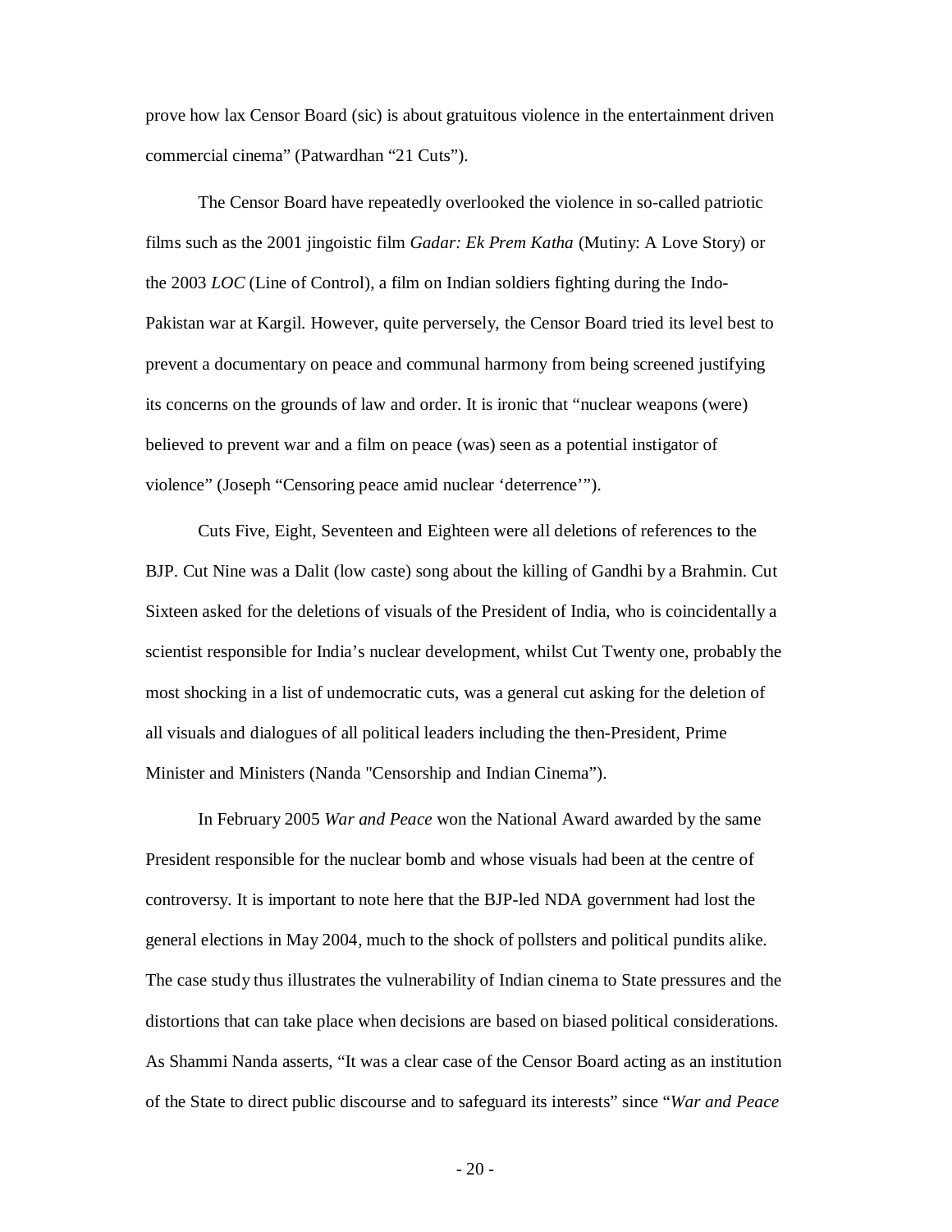prove how lax Censor Board (sic) is about gratuitous violence in the entertainment driven commercial cinema" (Patwardhan "21 Cuts").

The Censor Board have repeatedly overlooked the violence in so-called patriotic films such as the 2001 jingoistic film *Gadar: Ek Prem Katha* (Mutiny: A Love Story) or the 2003 *LOC* (Line of Control), a film on Indian soldiers fighting during the Indo-Pakistan war at Kargil. However, quite perversely, the Censor Board tried its level best to prevent a documentary on peace and communal harmony from being screened justifying its concerns on the grounds of law and order. It is ironic that "nuclear weapons (were) believed to prevent war and a film on peace (was) seen as a potential instigator of violence" (Joseph "Censoring peace amid nuclear 'deterrence'").

Cuts Five, Eight, Seventeen and Eighteen were all deletions of references to the BJP. Cut Nine was a Dalit (low caste) song about the killing of Gandhi by a Brahmin. Cut Sixteen asked for the deletions of visuals of the President of India, who is coincidentally a scientist responsible for India's nuclear development, whilst Cut Twenty one, probably the most shocking in a list of undemocratic cuts, was a general cut asking for the deletion of all visuals and dialogues of all political leaders including the then-President, Prime Minister and Ministers (Nanda "Censorship and Indian Cinema").

In February 2005 *War and Peace* won the National Award awarded by the same President responsible for the nuclear bomb and whose visuals had been at the centre of controversy. It is important to note here that the BJP-led NDA government had lost the general elections in May 2004, much to the shock of pollsters and political pundits alike. The case study thus illustrates the vulnerability of Indian cinema to State pressures and the distortions that can take place when decisions are based on biased political considerations. As Shammi Nanda asserts, "It was a clear case of the Censor Board acting as an institution of the State to direct public discourse and to safeguard its interests" since "*War and Peace*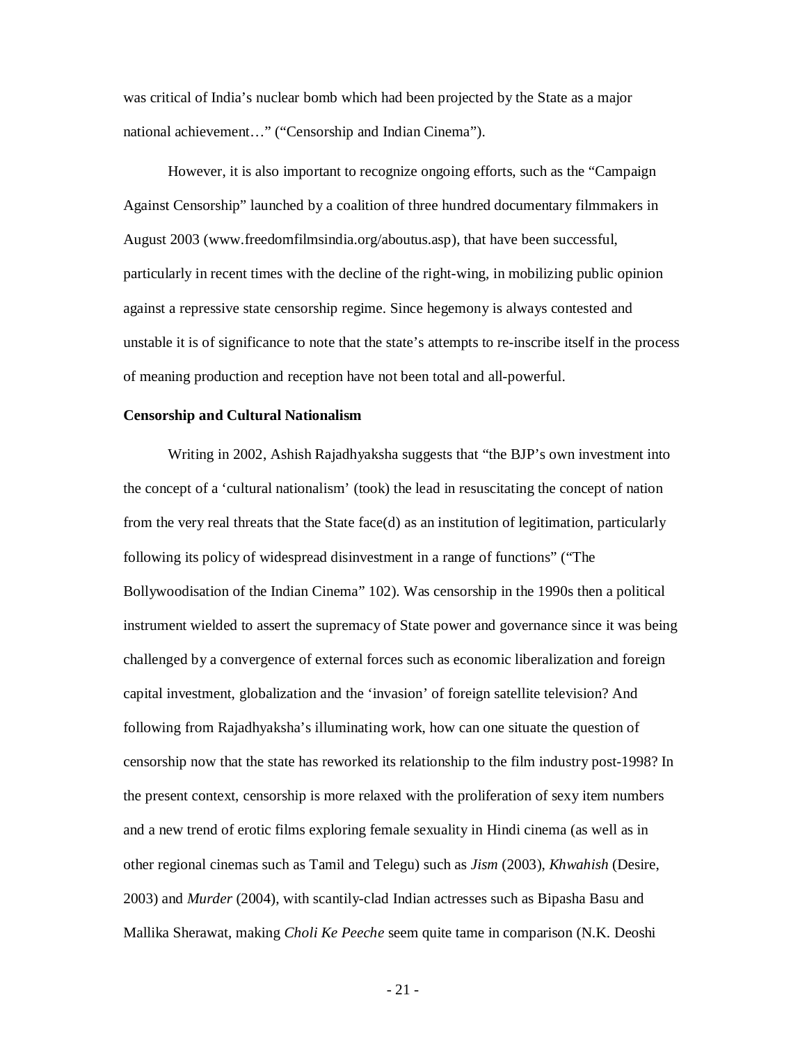was critical of India's nuclear bomb which had been projected by the State as a major national achievement…" ("Censorship and Indian Cinema").

However, it is also important to recognize ongoing efforts, such as the "Campaign Against Censorship" launched by a coalition of three hundred documentary filmmakers in August 2003 (www.freedomfilmsindia.org/aboutus.asp), that have been successful, particularly in recent times with the decline of the right-wing, in mobilizing public opinion against a repressive state censorship regime. Since hegemony is always contested and unstable it is of significance to note that the state's attempts to re-inscribe itself in the process of meaning production and reception have not been total and all-powerful.

**Censorship and Cultural Nationalism**

Writing in 2002, Ashish Rajadhyaksha suggests that "the BJP's own investment into the concept of a 'cultural nationalism' (took) the lead in resuscitating the concept of nation from the very real threats that the State face(d) as an institution of legitimation, particularly following its policy of widespread disinvestment in a range of functions" ("The Bollywoodisation of the Indian Cinema" 102). Was censorship in the 1990s then a political instrument wielded to assert the supremacy of State power and governance since it was being challenged by a convergence of external forces such as economic liberalization and foreign capital investment, globalization and the 'invasion' of foreign satellite television? And following from Rajadhyaksha's illuminating work, how can one situate the question of censorship now that the state has reworked its relationship to the film industry post-1998? In the present context, censorship is more relaxed with the proliferation of sexy item numbers and a new trend of erotic films exploring female sexuality in Hindi cinema (as well as in other regional cinemas such as Tamil and Telegu) such as *Jism* (2003), *Khwahish* (Desire, 2003) and *Murder* (2004), with scantily-clad Indian actresses such as Bipasha Basu and Mallika Sherawat, making *Choli Ke Peeche* seem quite tame in comparison (N.K. Deoshi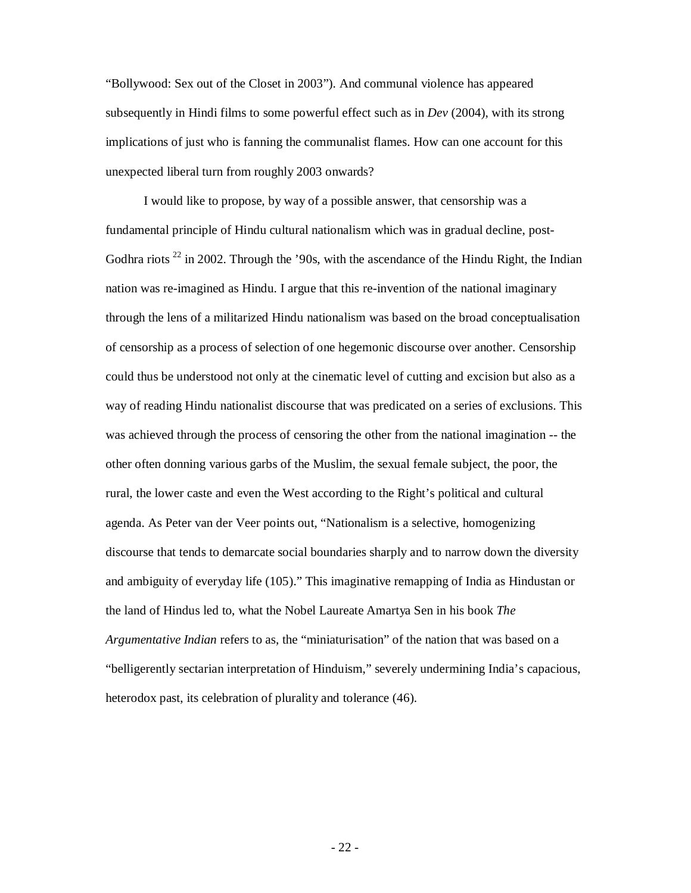"Bollywood: Sex out of the Closet in 2003"). And communal violence has appeared subsequently in Hindi films to some powerful effect such as in *Dev* (2004), with its strong implications of just who is fanning the communalist flames. How can one account for this unexpected liberal turn from roughly 2003 onwards?

I would like to propose, by way of a possible answer, that censorship was a fundamental principle of Hindu cultural nationalism which was in gradual decline, post-Godhra riots [22] in 2002. Through the '90s, with the ascendance of the Hindu Right, the Indian nation was re-imagined as Hindu. I argue that this re-invention of the national imaginary through the lens of a militarized Hindu nationalism was based on the broad conceptualisation of censorship as a process of selection of one hegemonic discourse over another. Censorship could thus be understood not only at the cinematic level of cutting and excision but also as a way of reading Hindu nationalist discourse that was predicated on a series of exclusions. This was achieved through the process of censoring the other from the national imagination -- the other often donning various garbs of the Muslim, the sexual female subject, the poor, the rural, the lower caste and even the West according to the Right's political and cultural agenda. As Peter van der Veer points out, "Nationalism is a selective, homogenizing discourse that tends to demarcate social boundaries sharply and to narrow down the diversity and ambiguity of everyday life (105)." This imaginative remapping of India as Hindustan or the land of Hindus led to, what the Nobel Laureate Amartya Sen in his book *The Argumentative Indian* refers to as, the "miniaturisation" of the nation that was based on a "belligerently sectarian interpretation of Hinduism," severely undermining India's capacious, heterodox past, its celebration of plurality and tolerance (46).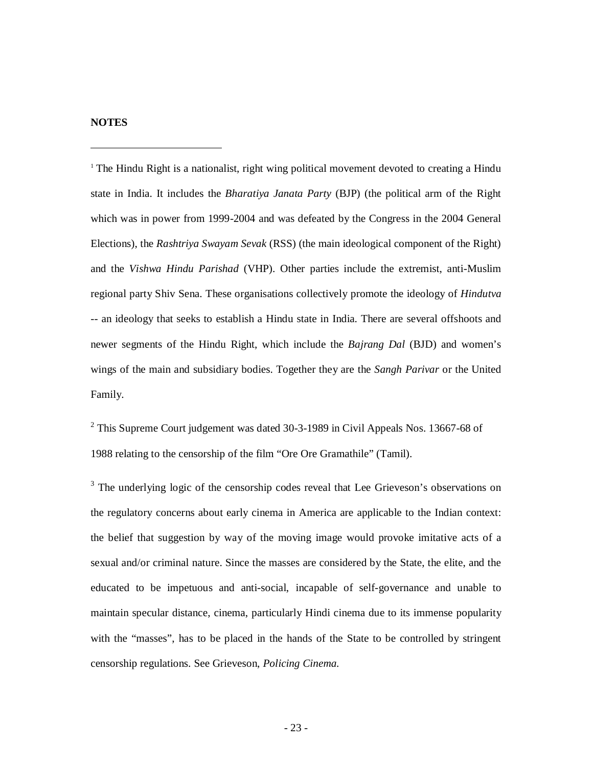**NOTES**

[1] The Hindu Right is a nationalist, right wing political movement devoted to creating a Hindu state in India. It includes the *Bharatiya Janata Party* (BJP) (the political arm of the Right which was in power from 1999-2004 and was defeated by the Congress in the 2004 General Elections), the *Rashtriya Swayam Sevak* (RSS) (the main ideological component of the Right) and the *Vishwa Hindu Parishad* (VHP). Other parties include the extremist, anti-Muslim regional party Shiv Sena. These organisations collectively promote the ideology of *Hindutva* -- an ideology that seeks to establish a Hindu state in India. There are several offshoots and newer segments of the Hindu Right, which include the *Bajrang Dal* (BJD) and women's wings of the main and subsidiary bodies. Together they are the *Sangh Parivar* or the United Family.

[2] This Supreme Court judgement was dated 30-3-1989 in Civil Appeals Nos. 13667-68 of 1988 relating to the censorship of the film "Ore Ore Gramathile" (Tamil).

[3] The underlying logic of the censorship codes reveal that Lee Grieveson's observations on the regulatory concerns about early cinema in America are applicable to the Indian context: the belief that suggestion by way of the moving image would provoke imitative acts of a sexual and/or criminal nature. Since the masses are considered by the State, the elite, and the educated to be impetuous and anti-social, incapable of self-governance and unable to maintain specular distance, cinema, particularly Hindi cinema due to its immense popularity with the "masses", has to be placed in the hands of the State to be controlled by stringent censorship regulations. See Grieveson, *Policing Cinema.*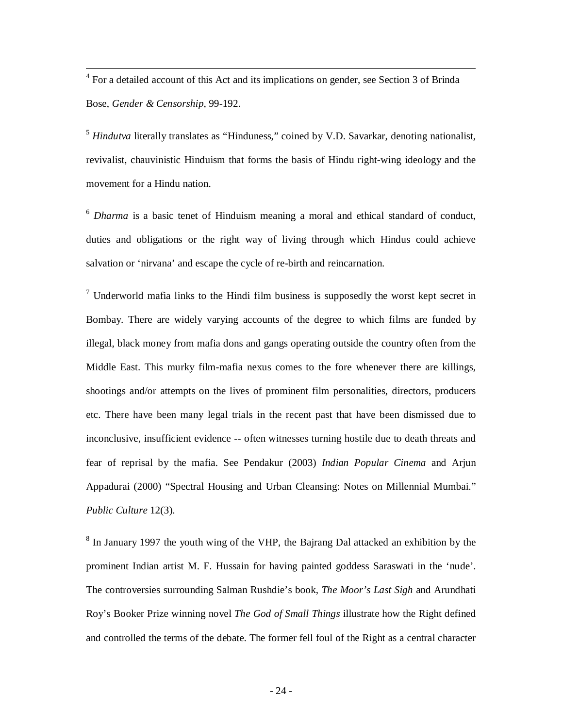[4] For a detailed account of this Act and its implications on gender, see Section 3 of Brinda Bose, *Gender & Censorship*, 99-192.

[5] *Hindutva* literally translates as "Hinduness," coined by V.D. Savarkar, denoting nationalist, revivalist, chauvinistic Hinduism that forms the basis of Hindu right-wing ideology and the movement for a Hindu nation.

[6] *Dharma* is a basic tenet of Hinduism meaning a moral and ethical standard of conduct, duties and obligations or the right way of living through which Hindus could achieve salvation or 'nirvana' and escape the cycle of re-birth and reincarnation.

[7] Underworld mafia links to the Hindi film business is supposedly the worst kept secret in Bombay. There are widely varying accounts of the degree to which films are funded by illegal, black money from mafia dons and gangs operating outside the country often from the Middle East. This murky film-mafia nexus comes to the fore whenever there are killings, shootings and/or attempts on the lives of prominent film personalities, directors, producers etc. There have been many legal trials in the recent past that have been dismissed due to inconclusive, insufficient evidence -- often witnesses turning hostile due to death threats and fear of reprisal by the mafia. See Pendakur (2003) *Indian Popular Cinema* and Arjun Appadurai (2000) "Spectral Housing and Urban Cleansing: Notes on Millennial Mumbai." *Public Culture* 12(3).

[8] In January 1997 the youth wing of the VHP, the Bajrang Dal attacked an exhibition by the prominent Indian artist M. F. Hussain for having painted goddess Saraswati in the 'nude'. The controversies surrounding Salman Rushdie's book, *The Moor's Last Sigh* and Arundhati Roy's Booker Prize winning novel *The God of Small Things* illustrate how the Right defined and controlled the terms of the debate. The former fell foul of the Right as a central character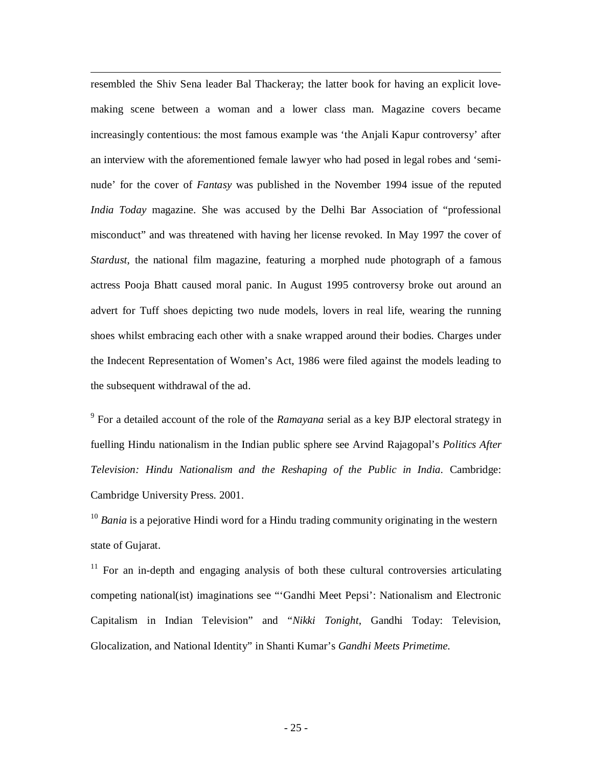resembled the Shiv Sena leader Bal Thackeray; the latter book for having an explicit love-making scene between a woman and a lower class man. Magazine covers became increasingly contentious: the most famous example was 'the Anjali Kapur controversy' after an interview with the aforementioned female lawyer who had posed in legal robes and 'semi-nude' for the cover of *Fantasy* was published in the November 1994 issue of the reputed *India Today* magazine. She was accused by the Delhi Bar Association of "professional misconduct" and was threatened with having her license revoked. In May 1997 the cover of *Stardust*, the national film magazine, featuring a morphed nude photograph of a famous actress Pooja Bhatt caused moral panic. In August 1995 controversy broke out around an advert for Tuff shoes depicting two nude models, lovers in real life, wearing the running shoes whilst embracing each other with a snake wrapped around their bodies. Charges under the Indecent Representation of Women's Act, 1986 were filed against the models leading to the subsequent withdrawal of the ad.

[9] For a detailed account of the role of the *Ramayana* serial as a key BJP electoral strategy in fuelling Hindu nationalism in the Indian public sphere see Arvind Rajagopal's *Politics After Television: Hindu Nationalism and the Reshaping of the Public in India*. Cambridge: Cambridge University Press. 2001.

[10] *Bania* is a pejorative Hindi word for a Hindu trading community originating in the western state of Gujarat.

[11] For an in-depth and engaging analysis of both these cultural controversies articulating competing national(ist) imaginations see "'Gandhi Meet Pepsi': Nationalism and Electronic Capitalism in Indian Television" and "*Nikki Tonight*, Gandhi Today: Television, Glocalization, and National Identity" in Shanti Kumar's *Gandhi Meets Primetime*.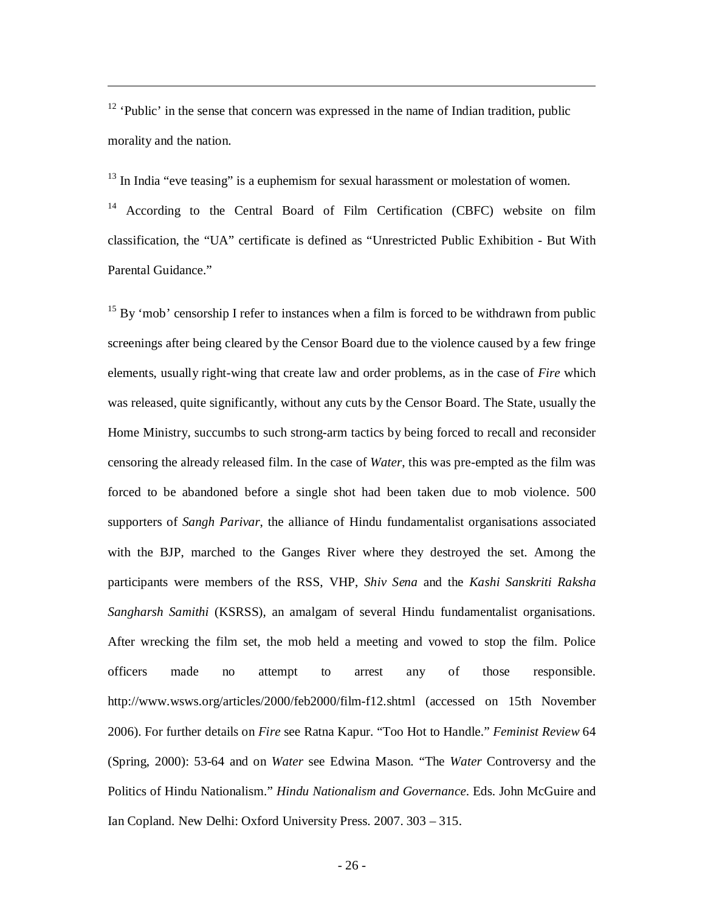[12] ‘Public’ in the sense that concern was expressed in the name of Indian tradition, public morality and the nation.

[13] In India “eve teasing” is a euphemism for sexual harassment or molestation of women.

[14] According to the Central Board of Film Certification (CBFC) website on film classification, the “UA” certificate is defined as “Unrestricted Public Exhibition - But With Parental Guidance.”

[15] By ‘mob’ censorship I refer to instances when a film is forced to be withdrawn from public screenings after being cleared by the Censor Board due to the violence caused by a few fringe elements, usually right-wing that create law and order problems, as in the case of *Fire* which was released, quite significantly, without any cuts by the Censor Board. The State, usually the Home Ministry, succumbs to such strong-arm tactics by being forced to recall and reconsider censoring the already released film. In the case of *Water*, this was pre-empted as the film was forced to be abandoned before a single shot had been taken due to mob violence. 500 supporters of *Sangh Parivar*, the alliance of Hindu fundamentalist organisations associated with the BJP, marched to the Ganges River where they destroyed the set. Among the participants were members of the RSS, VHP, *Shiv Sena* and the *Kashi Sanskriti Raksha Sangharsh Samithi* (KSRSS), an amalgam of several Hindu fundamentalist organisations. After wrecking the film set, the mob held a meeting and vowed to stop the film. Police officers made no attempt to arrest any of those responsible. http://www.wsws.org/articles/2000/feb2000/film-f12.shtml (accessed on 15th November 2006). For further details on *Fire* see Ratna Kapur. “Too Hot to Handle.” *Feminist Review* 64 (Spring, 2000): 53-64 and on *Water* see Edwina Mason. “The *Water* Controversy and the Politics of Hindu Nationalism.” *Hindu Nationalism and Governance*. Eds. John McGuire and Ian Copland. New Delhi: Oxford University Press. 2007. 303 – 315.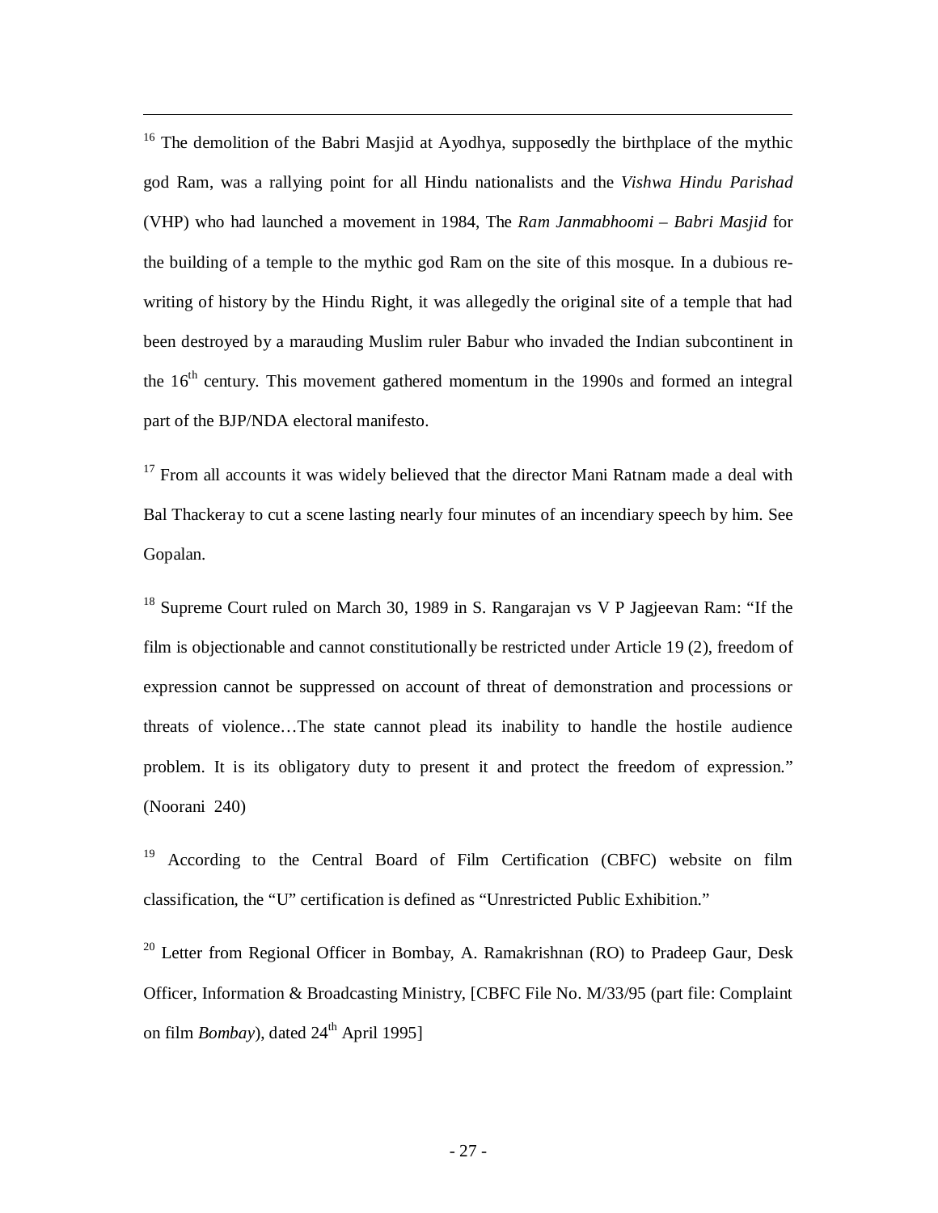[16] The demolition of the Babri Masjid at Ayodhya, supposedly the birthplace of the mythic god Ram, was a rallying point for all Hindu nationalists and the *Vishwa Hindu Parishad* (VHP) who had launched a movement in 1984, The *Ram Janmabhoomi – Babri Masjid* for the building of a temple to the mythic god Ram on the site of this mosque. In a dubious re-writing of history by the Hindu Right, it was allegedly the original site of a temple that had been destroyed by a marauding Muslim ruler Babur who invaded the Indian subcontinent in the 16th century. This movement gathered momentum in the 1990s and formed an integral part of the BJP/NDA electoral manifesto.

[17] From all accounts it was widely believed that the director Mani Ratnam made a deal with Bal Thackeray to cut a scene lasting nearly four minutes of an incendiary speech by him. See Gopalan.

[18] Supreme Court ruled on March 30, 1989 in S. Rangarajan vs V P Jagjeevan Ram: "If the film is objectionable and cannot constitutionally be restricted under Article 19 (2), freedom of expression cannot be suppressed on account of threat of demonstration and processions or threats of violence…The state cannot plead its inability to handle the hostile audience problem. It is its obligatory duty to present it and protect the freedom of expression." (Noorani 240)

[19] According to the Central Board of Film Certification (CBFC) website on film classification, the "U" certification is defined as "Unrestricted Public Exhibition."

[20] Letter from Regional Officer in Bombay, A. Ramakrishnan (RO) to Pradeep Gaur, Desk Officer, Information & Broadcasting Ministry, [CBFC File No. M/33/95 (part file: Complaint on film *Bombay*), dated 24th April 1995]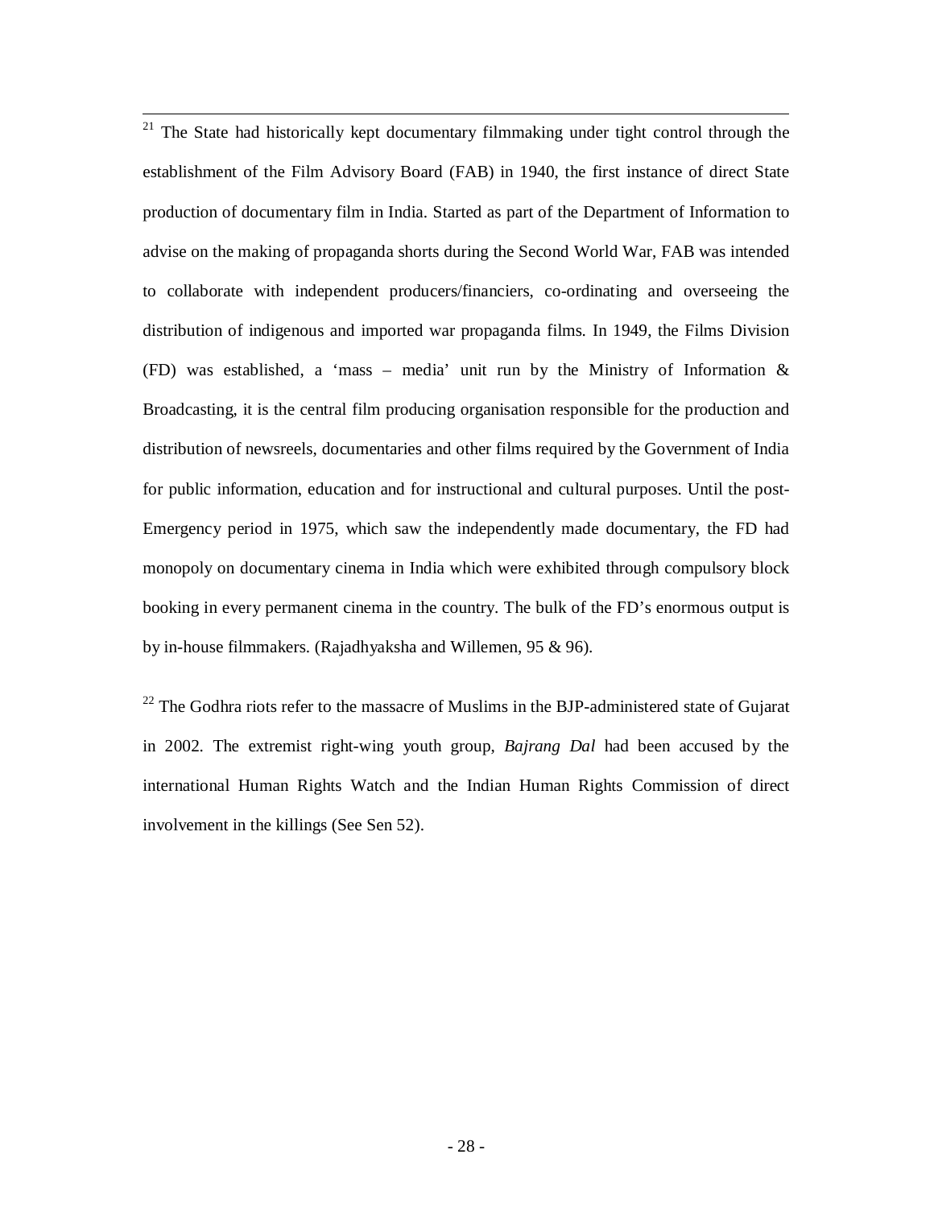[21] The State had historically kept documentary filmmaking under tight control through the establishment of the Film Advisory Board (FAB) in 1940, the first instance of direct State production of documentary film in India. Started as part of the Department of Information to advise on the making of propaganda shorts during the Second World War, FAB was intended to collaborate with independent producers/financiers, co-ordinating and overseeing the distribution of indigenous and imported war propaganda films. In 1949, the Films Division (FD) was established, a 'mass – media' unit run by the Ministry of Information & Broadcasting, it is the central film producing organisation responsible for the production and distribution of newsreels, documentaries and other films required by the Government of India for public information, education and for instructional and cultural purposes. Until the post-Emergency period in 1975, which saw the independently made documentary, the FD had monopoly on documentary cinema in India which were exhibited through compulsory block booking in every permanent cinema in the country. The bulk of the FD's enormous output is by in-house filmmakers. (Rajadhyaksha and Willemen, 95 & 96).

[22] The Godhra riots refer to the massacre of Muslims in the BJP-administered state of Gujarat in 2002. The extremist right-wing youth group, *Bajrang Dal* had been accused by the international Human Rights Watch and the Indian Human Rights Commission of direct involvement in the killings (See Sen 52).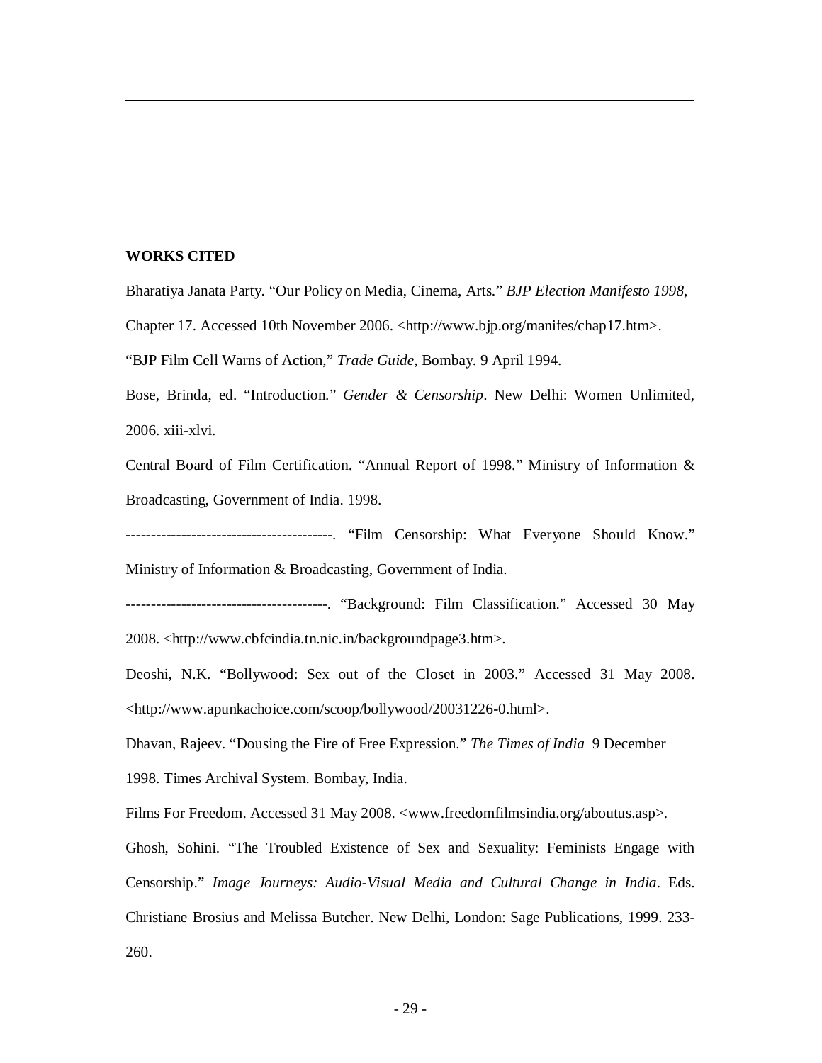**WORKS CITED**

Bharatiya Janata Party. “Our Policy on Media, Cinema, Arts.” *BJP Election Manifesto 1998*, Chapter 17. Accessed 10th November 2006. <http://www.bjp.org/manifes/chap17.htm>.

“BJP Film Cell Warns of Action,” *Trade Guide*, Bombay. 9 April 1994.

Bose, Brinda, ed. “Introduction.” *Gender & Censorship*. New Delhi: Women Unlimited, 2006. xiii-xlvi.

Central Board of Film Certification. “Annual Report of 1998.” Ministry of Information & Broadcasting, Government of India. 1998.

-----------------------------------------. “Film Censorship: What Everyone Should Know.” Ministry of Information & Broadcasting, Government of India.

----------------------------------------. “Background: Film Classification.” Accessed 30 May 2008. <http://www.cbfcindia.tn.nic.in/backgroundpage3.htm>.

Deoshi, N.K. “Bollywood: Sex out of the Closet in 2003.” Accessed 31 May 2008. <http://www.apunkachoice.com/scoop/bollywood/20031226-0.html>.

Dhavan, Rajeev. “Dousing the Fire of Free Expression.” *The Times of India* 9 December 1998. Times Archival System. Bombay, India.

Films For Freedom. Accessed 31 May 2008. <www.freedomfilmsindia.org/aboutus.asp>.

Ghosh, Sohini. “The Troubled Existence of Sex and Sexuality: Feminists Engage with Censorship.” *Image Journeys: Audio-Visual Media and Cultural Change in India*. Eds. Christiane Brosius and Melissa Butcher. New Delhi, London: Sage Publications, 1999. 233-260.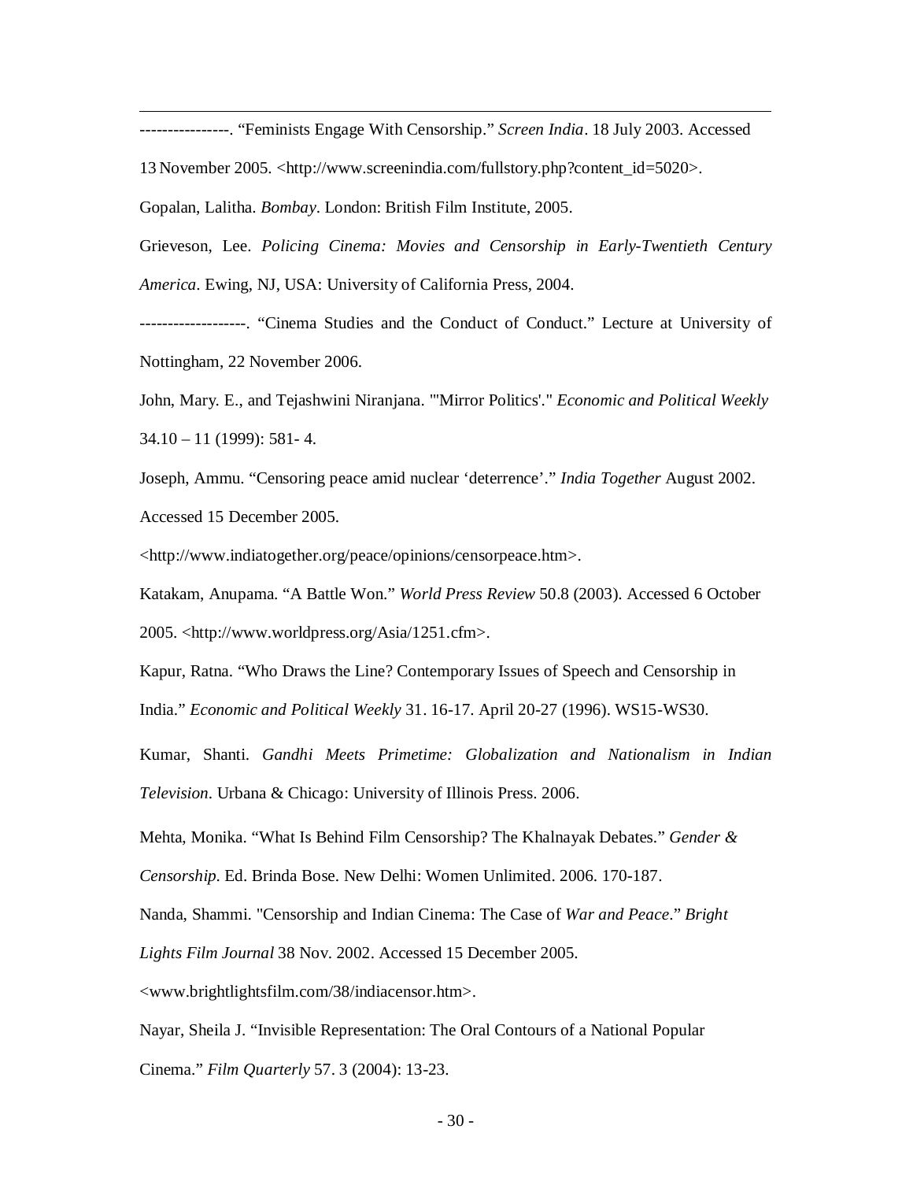----------------. “Feminists Engage With Censorship.” *Screen India*. 18 July 2003. Accessed 13 November 2005. <http://www.screenindia.com/fullstory.php?content_id=5020>.

Gopalan, Lalitha. *Bombay*. London: British Film Institute, 2005.

Grieveson, Lee. *Policing Cinema: Movies and Censorship in Early-Twentieth Century America*. Ewing, NJ, USA: University of California Press, 2004.

-------------------. “Cinema Studies and the Conduct of Conduct.” Lecture at University of Nottingham, 22 November 2006.

John, Mary. E., and Tejashwini Niranjana. "'Mirror Politics'." *Economic and Political Weekly* 34.10 – 11 (1999): 581- 4.

Joseph, Ammu. “Censoring peace amid nuclear ‘deterrence’.” *India Together* August 2002. Accessed 15 December 2005. <http://www.indiatogether.org/peace/opinions/censorpeace.htm>.

Katakam, Anupama. “A Battle Won.” *World Press Review* 50.8 (2003). Accessed 6 October 2005. <http://www.worldpress.org/Asia/1251.cfm>.

Kapur, Ratna. “Who Draws the Line? Contemporary Issues of Speech and Censorship in India.” *Economic and Political Weekly* 31. 16-17. April 20-27 (1996). WS15-WS30.

Kumar, Shanti. *Gandhi Meets Primetime: Globalization and Nationalism in Indian Television*. Urbana & Chicago: University of Illinois Press. 2006.

Mehta, Monika. “What Is Behind Film Censorship? The Khalnayak Debates.” *Gender & Censorship*. Ed. Brinda Bose. New Delhi: Women Unlimited. 2006. 170-187.

Nanda, Shammi. "Censorship and Indian Cinema: The Case of *War and Peace*.” *Bright Lights Film Journal* 38 Nov. 2002. Accessed 15 December 2005. <www.brightlightsfilm.com/38/indiacensor.htm>.

Nayar, Sheila J. “Invisible Representation: The Oral Contours of a National Popular Cinema.” *Film Quarterly* 57. 3 (2004): 13-23.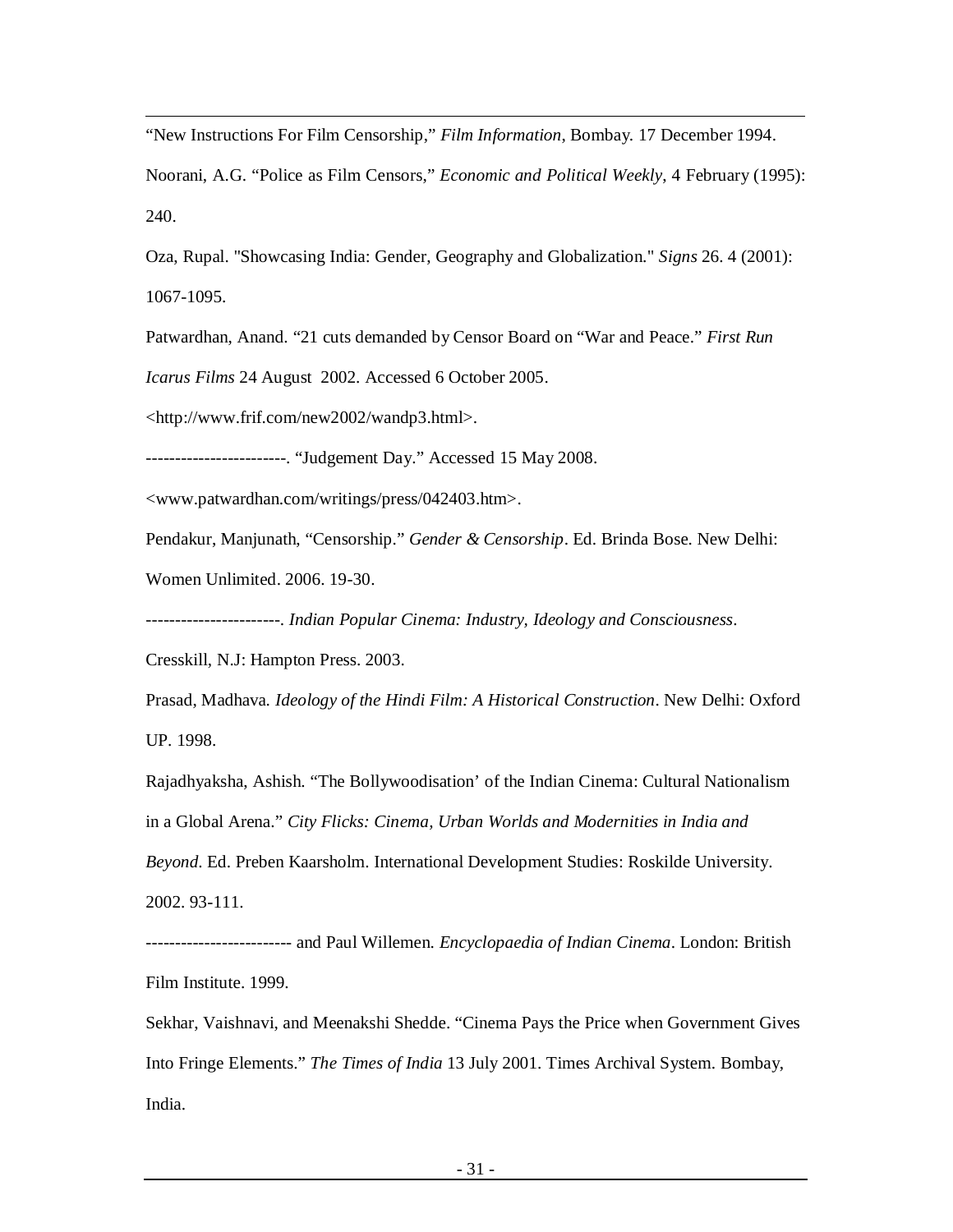"New Instructions For Film Censorship," *Film Information*, Bombay. 17 December 1994.

Noorani, A.G. "Police as Film Censors," *Economic and Political Weekly*, 4 February (1995): 240.

Oza, Rupal. "Showcasing India: Gender, Geography and Globalization." *Signs* 26. 4 (2001): 1067-1095.

Patwardhan, Anand. "21 cuts demanded by Censor Board on "War and Peace." *First Run Icarus Films* 24 August 2002. Accessed 6 October 2005. <http://www.frif.com/new2002/wandp3.html>.

------------------------. "Judgement Day." Accessed 15 May 2008. <www.patwardhan.com/writings/press/042403.htm>.

Pendakur, Manjunath, "Censorship." *Gender & Censorship*. Ed. Brinda Bose. New Delhi: Women Unlimited. 2006. 19-30.

-----------------------. *Indian Popular Cinema: Industry, Ideology and Consciousness*. Cresskill, N.J: Hampton Press. 2003.

Prasad, Madhava. *Ideology of the Hindi Film: A Historical Construction*. New Delhi: Oxford UP. 1998.

Rajadhyaksha, Ashish. "The Bollywoodisation' of the Indian Cinema: Cultural Nationalism in a Global Arena." *City Flicks: Cinema, Urban Worlds and Modernities in India and Beyond*. Ed. Preben Kaarsholm. International Development Studies: Roskilde University. 2002. 93-111.

------------------------- and Paul Willemen. *Encyclopaedia of Indian Cinema*. London: British Film Institute. 1999.

Sekhar, Vaishnavi, and Meenakshi Shedde. "Cinema Pays the Price when Government Gives Into Fringe Elements." *The Times of India* 13 July 2001. Times Archival System. Bombay, India.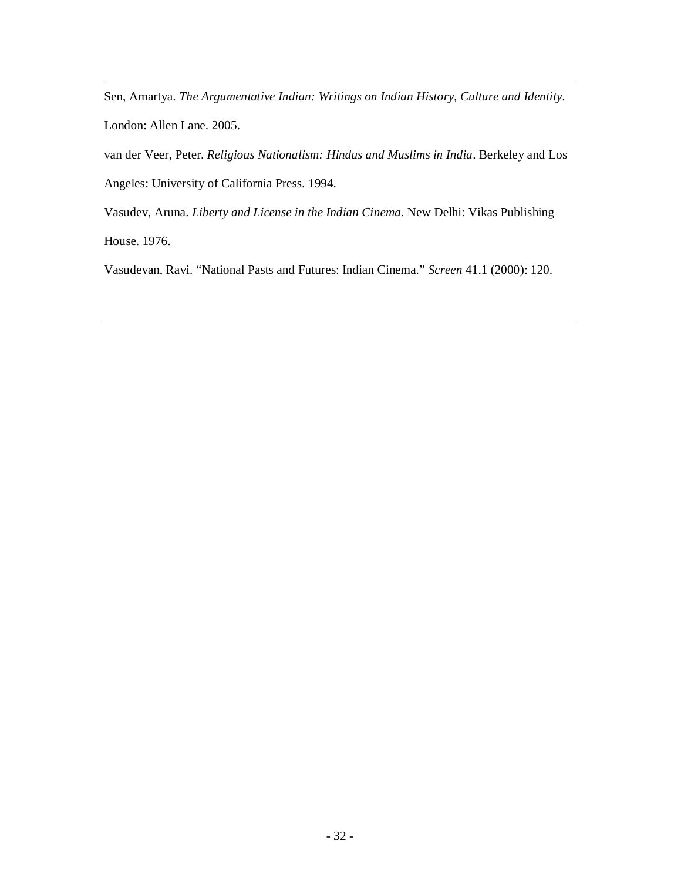Sen, Amartya. *The Argumentative Indian: Writings on Indian History, Culture and Identity*. London: Allen Lane. 2005.

van der Veer, Peter. *Religious Nationalism: Hindus and Muslims in India*. Berkeley and Los Angeles: University of California Press. 1994.

Vasudev, Aruna. *Liberty and License in the Indian Cinema*. New Delhi: Vikas Publishing House. 1976.

Vasudevan, Ravi. "National Pasts and Futures: Indian Cinema." *Screen* 41.1 (2000): 120.